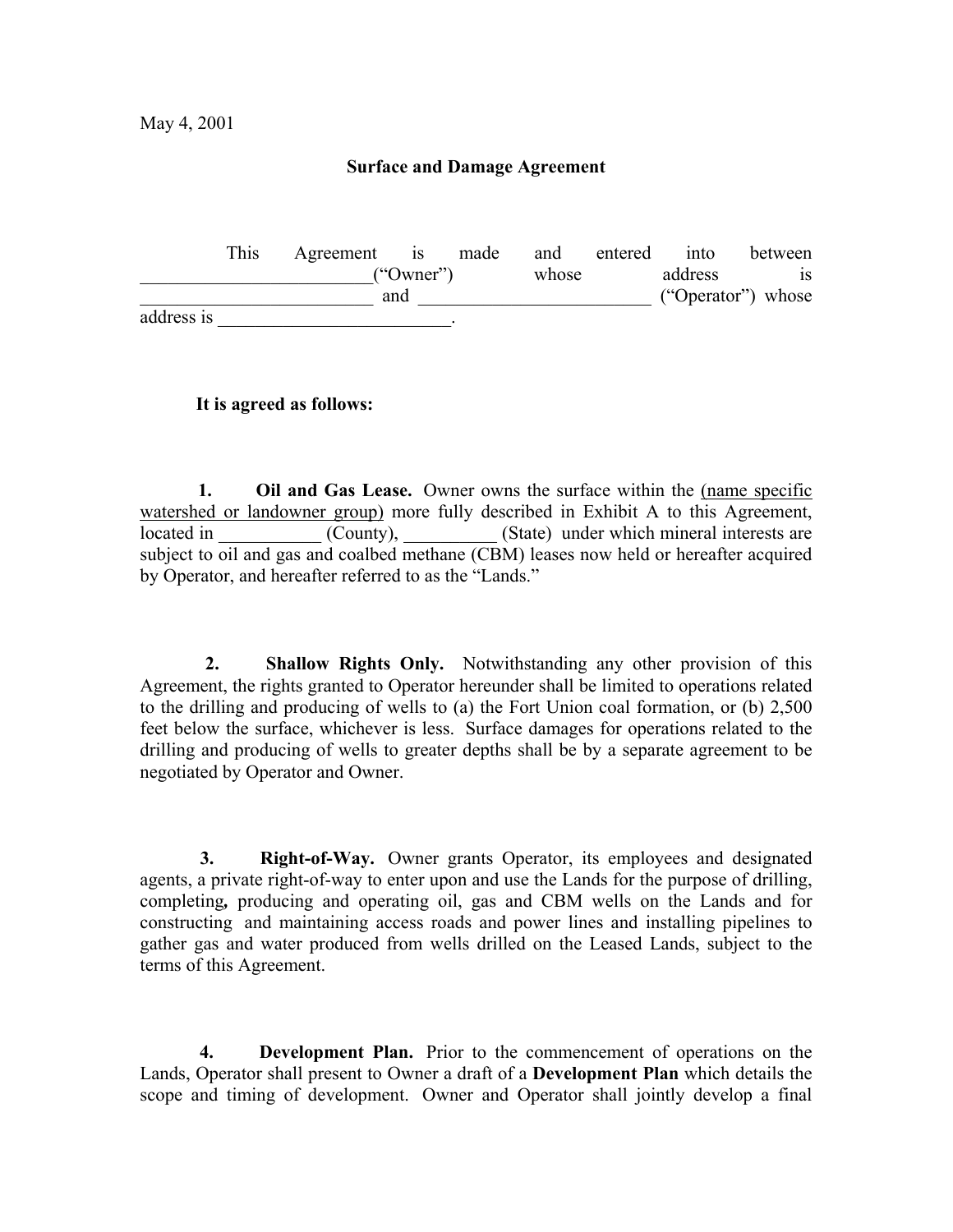May 4, 2001

## Surface and Damage Agreement

This Agreement is made and entered into between _________________________("Owner") whose address is _________________________ and _________________________ ("Operator") whose address is _________________________.

**It is agreed as follows:**

**1. Oil and Gas Lease.** Owner owns the surface within the (name specific watershed or landowner group) more fully described in Exhibit A to this Agreement, located in ___________ (County), __________ (State) under which mineral interests are subject to oil and gas and coalbed methane (CBM) leases now held or hereafter acquired by Operator, and hereafter referred to as the "Lands."

**2. Shallow Rights Only.** Notwithstanding any other provision of this Agreement, the rights granted to Operator hereunder shall be limited to operations related to the drilling and producing of wells to (a) the Fort Union coal formation, or (b) 2,500 feet below the surface, whichever is less. Surface damages for operations related to the drilling and producing of wells to greater depths shall be by a separate agreement to be negotiated by Operator and Owner.

**3. Right-of-Way.** Owner grants Operator, its employees and designated agents, a private right-of-way to enter upon and use the Lands for the purpose of drilling, completing**,** producing and operating oil, gas and CBM wells on the Lands and for constructing and maintaining access roads and power lines and installing pipelines to gather gas and water produced from wells drilled on the Leased Lands, subject to the terms of this Agreement.

**4. Development Plan.** Prior to the commencement of operations on the Lands, Operator shall present to Owner a draft of a **Development Plan** which details the scope and timing of development. Owner and Operator shall jointly develop a final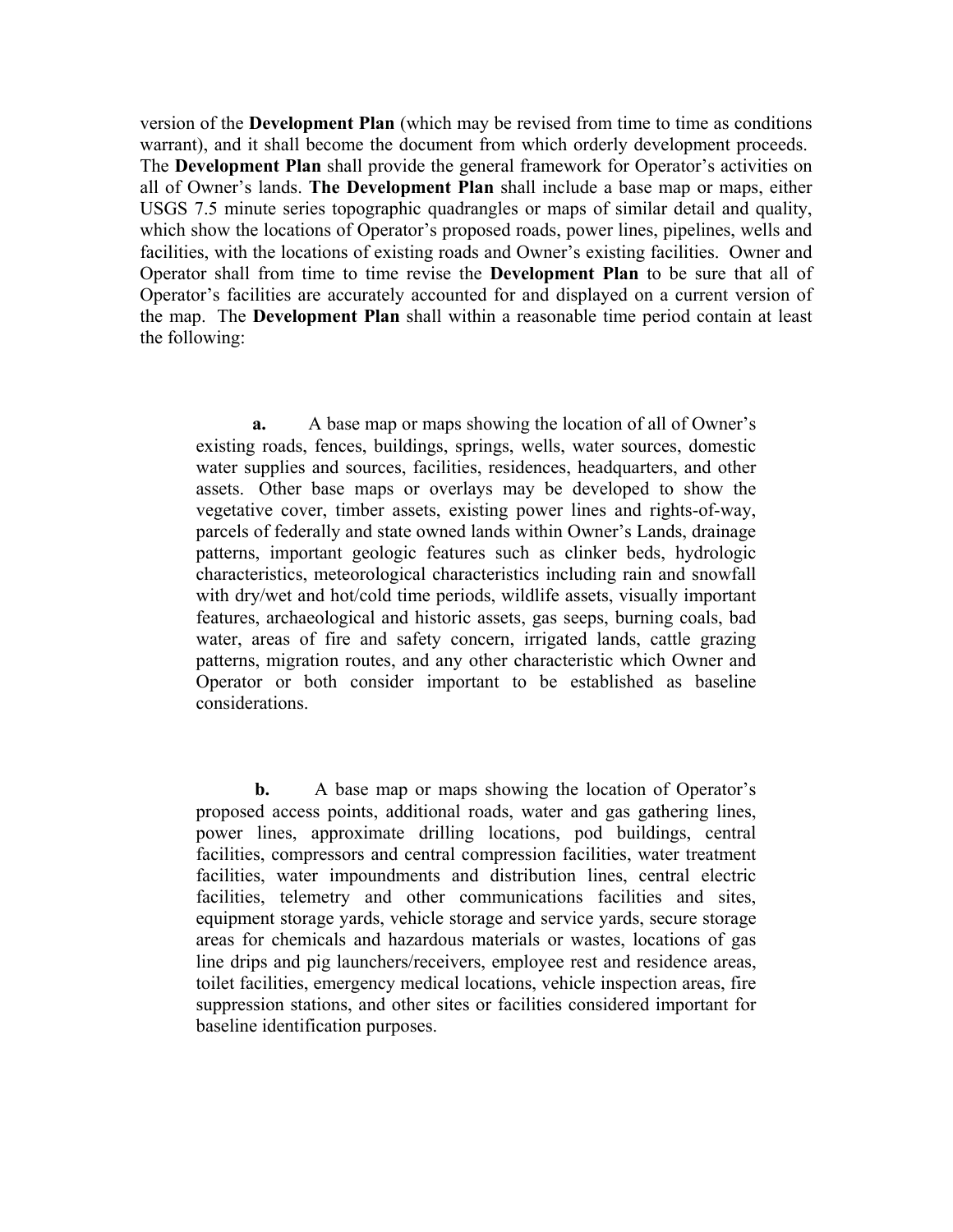version of the **Development Plan** (which may be revised from time to time as conditions warrant), and it shall become the document from which orderly development proceeds. The **Development Plan** shall provide the general framework for Operator's activities on all of Owner's lands. **The Development Plan** shall include a base map or maps, either USGS 7.5 minute series topographic quadrangles or maps of similar detail and quality, which show the locations of Operator's proposed roads, power lines, pipelines, wells and facilities, with the locations of existing roads and Owner's existing facilities. Owner and Operator shall from time to time revise the **Development Plan** to be sure that all of Operator's facilities are accurately accounted for and displayed on a current version of the map. The **Development Plan** shall within a reasonable time period contain at least the following:

**a.** A base map or maps showing the location of all of Owner's existing roads, fences, buildings, springs, wells, water sources, domestic water supplies and sources, facilities, residences, headquarters, and other assets. Other base maps or overlays may be developed to show the vegetative cover, timber assets, existing power lines and rights-of-way, parcels of federally and state owned lands within Owner's Lands, drainage patterns, important geologic features such as clinker beds, hydrologic characteristics, meteorological characteristics including rain and snowfall with dry/wet and hot/cold time periods, wildlife assets, visually important features, archaeological and historic assets, gas seeps, burning coals, bad water, areas of fire and safety concern, irrigated lands, cattle grazing patterns, migration routes, and any other characteristic which Owner and Operator or both consider important to be established as baseline considerations.

**b.** A base map or maps showing the location of Operator's proposed access points, additional roads, water and gas gathering lines, power lines, approximate drilling locations, pod buildings, central facilities, compressors and central compression facilities, water treatment facilities, water impoundments and distribution lines, central electric facilities, telemetry and other communications facilities and sites, equipment storage yards, vehicle storage and service yards, secure storage areas for chemicals and hazardous materials or wastes, locations of gas line drips and pig launchers/receivers, employee rest and residence areas, toilet facilities, emergency medical locations, vehicle inspection areas, fire suppression stations, and other sites or facilities considered important for baseline identification purposes.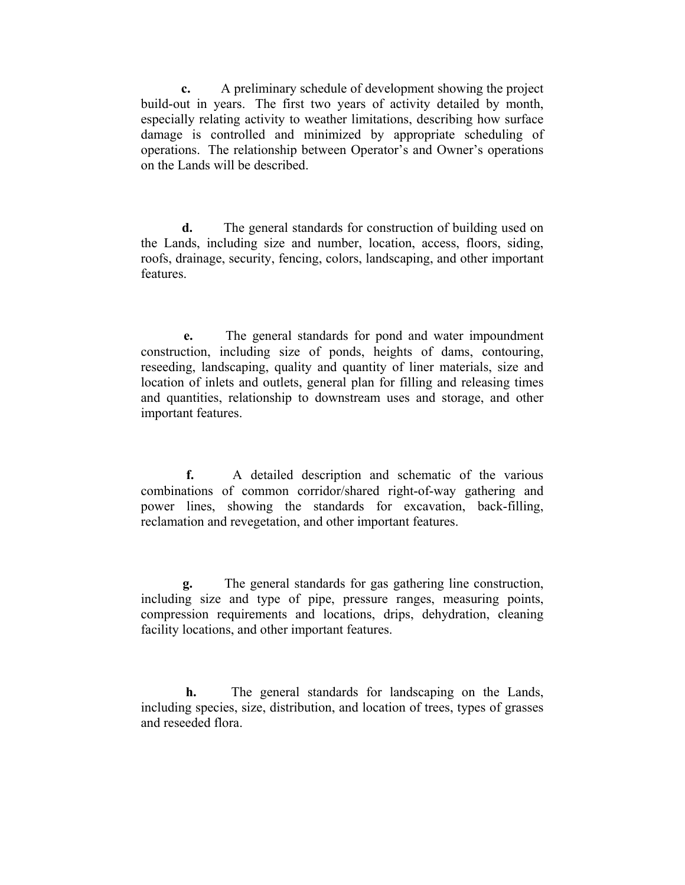**c.** A preliminary schedule of development showing the project build-out in years. The first two years of activity detailed by month, especially relating activity to weather limitations, describing how surface damage is controlled and minimized by appropriate scheduling of operations. The relationship between Operator's and Owner's operations on the Lands will be described.

**d.** The general standards for construction of building used on the Lands, including size and number, location, access, floors, siding, roofs, drainage, security, fencing, colors, landscaping, and other important features.

**e.** The general standards for pond and water impoundment construction, including size of ponds, heights of dams, contouring, reseeding, landscaping, quality and quantity of liner materials, size and location of inlets and outlets, general plan for filling and releasing times and quantities, relationship to downstream uses and storage, and other important features.

**f.** A detailed description and schematic of the various combinations of common corridor/shared right-of-way gathering and power lines, showing the standards for excavation, back-filling, reclamation and revegetation, and other important features.

**g.** The general standards for gas gathering line construction, including size and type of pipe, pressure ranges, measuring points, compression requirements and locations, drips, dehydration, cleaning facility locations, and other important features.

**h.** The general standards for landscaping on the Lands, including species, size, distribution, and location of trees, types of grasses and reseeded flora.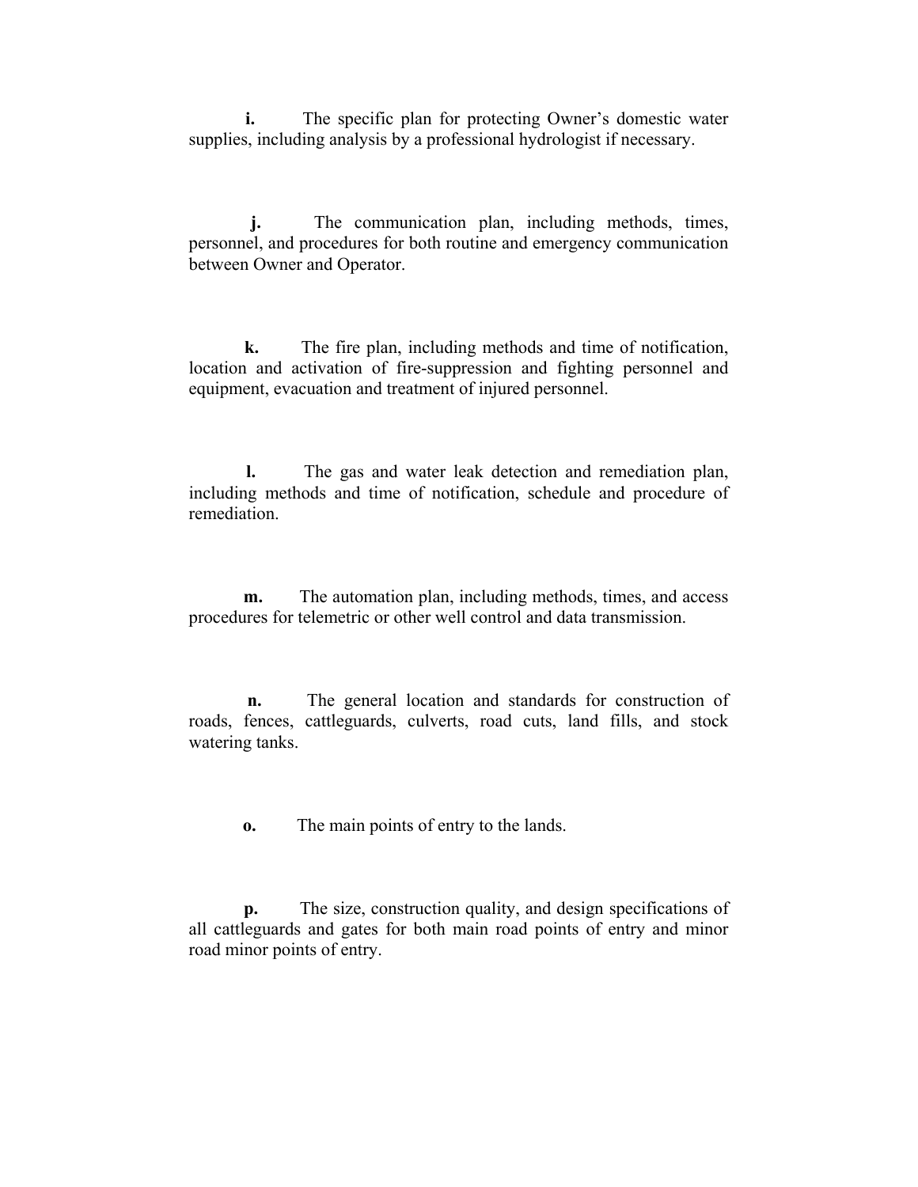**i.** The specific plan for protecting Owner's domestic water supplies, including analysis by a professional hydrologist if necessary.

**j.** The communication plan, including methods, times, personnel, and procedures for both routine and emergency communication between Owner and Operator.

**k.** The fire plan, including methods and time of notification, location and activation of fire-suppression and fighting personnel and equipment, evacuation and treatment of injured personnel.

**l.** The gas and water leak detection and remediation plan, including methods and time of notification, schedule and procedure of remediation.

**m.** The automation plan, including methods, times, and access procedures for telemetric or other well control and data transmission.

**n.** The general location and standards for construction of roads, fences, cattleguards, culverts, road cuts, land fills, and stock watering tanks.

**o.** The main points of entry to the lands.

**p.** The size, construction quality, and design specifications of all cattleguards and gates for both main road points of entry and minor road minor points of entry.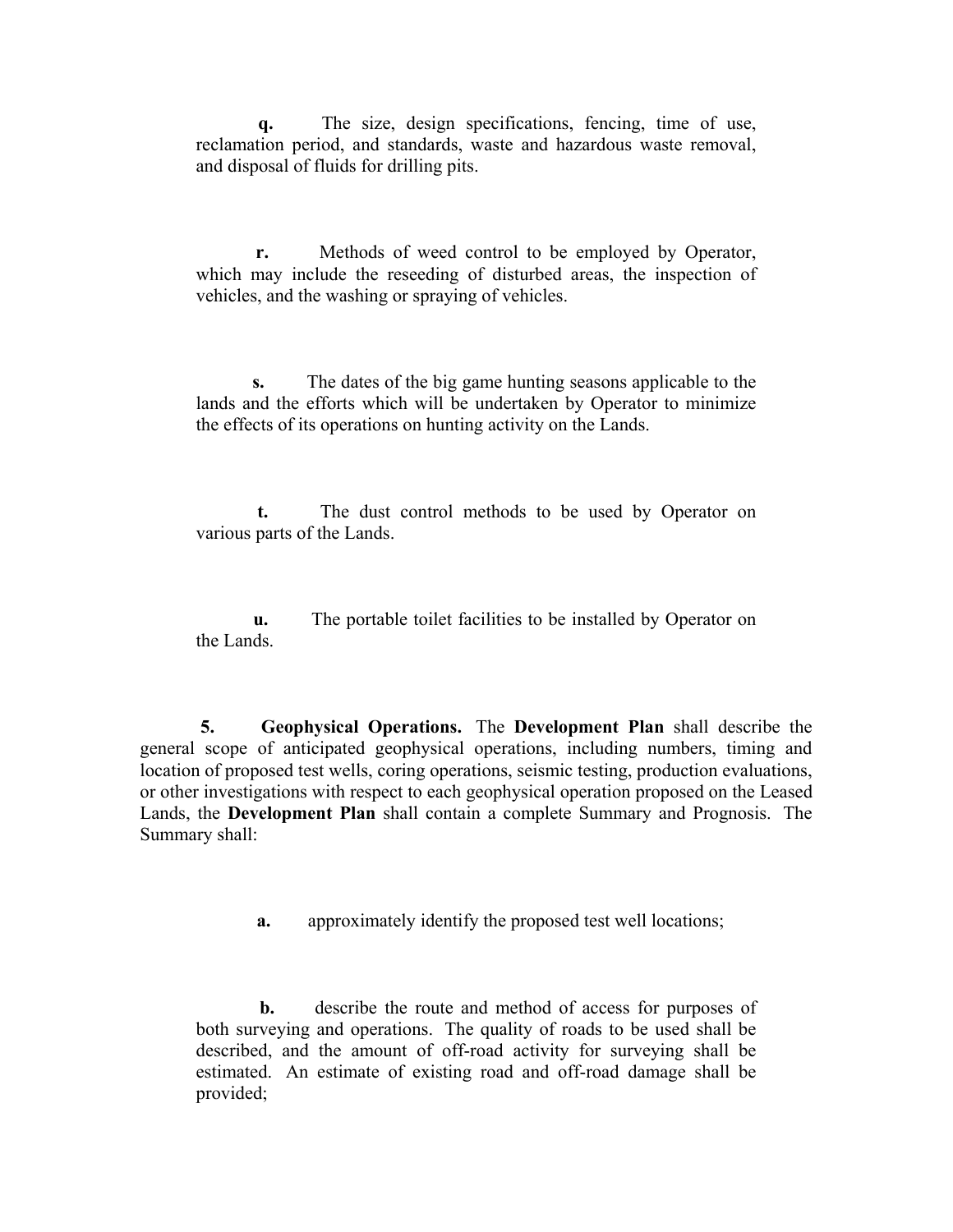**q.** The size, design specifications, fencing, time of use, reclamation period, and standards, waste and hazardous waste removal, and disposal of fluids for drilling pits.

**r.** Methods of weed control to be employed by Operator, which may include the reseeding of disturbed areas, the inspection of vehicles, and the washing or spraying of vehicles.

**s.** The dates of the big game hunting seasons applicable to the lands and the efforts which will be undertaken by Operator to minimize the effects of its operations on hunting activity on the Lands.

**t.** The dust control methods to be used by Operator on various parts of the Lands.

**u.** The portable toilet facilities to be installed by Operator on the Lands.

**5. Geophysical Operations.** The **Development Plan** shall describe the general scope of anticipated geophysical operations, including numbers, timing and location of proposed test wells, coring operations, seismic testing, production evaluations, or other investigations with respect to each geophysical operation proposed on the Leased Lands, the **Development Plan** shall contain a complete Summary and Prognosis. The Summary shall:

**a.** approximately identify the proposed test well locations;

**b.** describe the route and method of access for purposes of both surveying and operations. The quality of roads to be used shall be described, and the amount of off-road activity for surveying shall be estimated. An estimate of existing road and off-road damage shall be provided;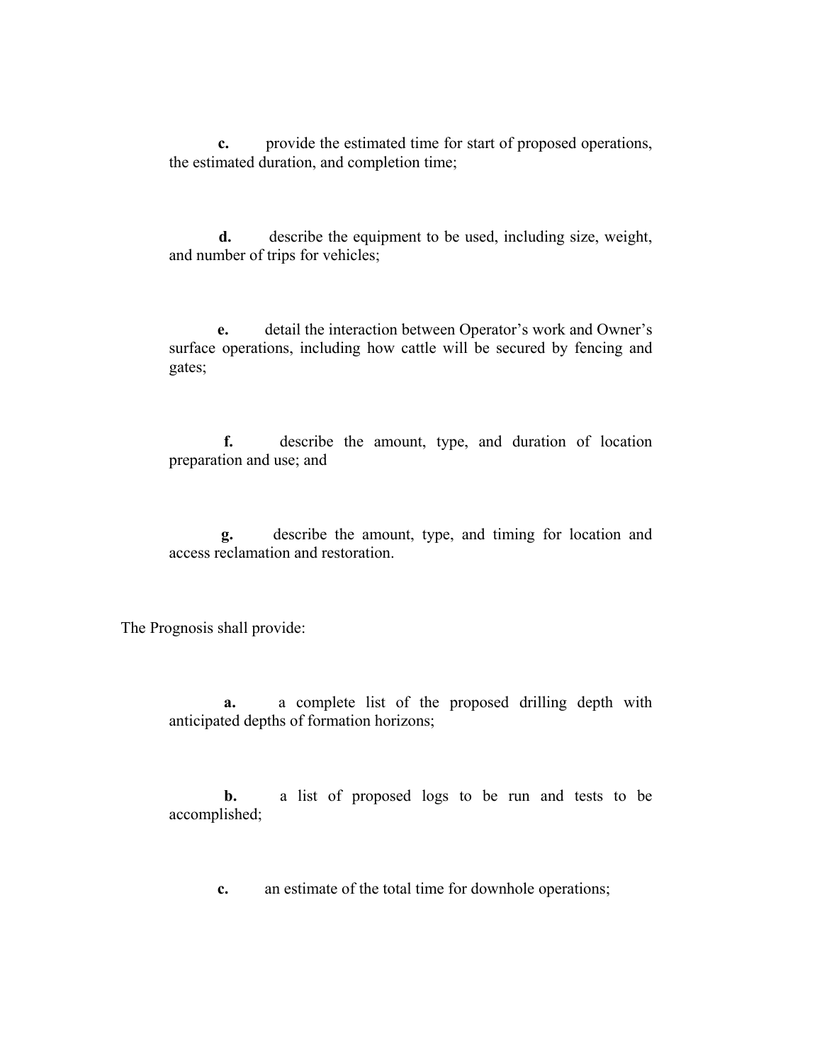**c.** provide the estimated time for start of proposed operations, the estimated duration, and completion time;

**d.** describe the equipment to be used, including size, weight, and number of trips for vehicles;

**e.** detail the interaction between Operator's work and Owner's surface operations, including how cattle will be secured by fencing and gates;

**f.** describe the amount, type, and duration of location preparation and use; and

**g.** describe the amount, type, and timing for location and access reclamation and restoration.

The Prognosis shall provide:

**a.** a complete list of the proposed drilling depth with anticipated depths of formation horizons;

**b.** a list of proposed logs to be run and tests to be accomplished;

**c.** an estimate of the total time for downhole operations;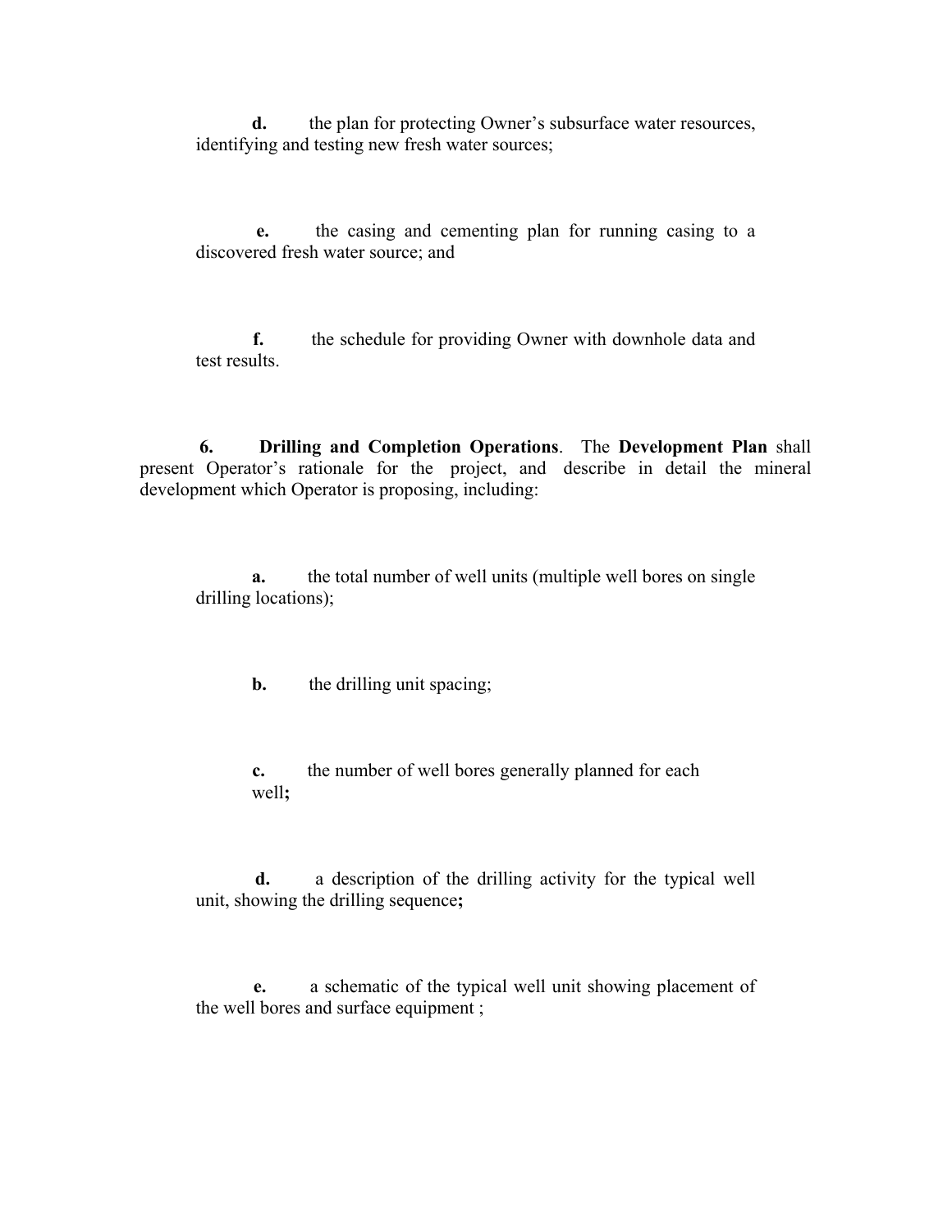**d.** the plan for protecting Owner's subsurface water resources, identifying and testing new fresh water sources;

**e.** the casing and cementing plan for running casing to a discovered fresh water source; and

**f.** the schedule for providing Owner with downhole data and test results.

**6. Drilling and Completion Operations**. The **Development Plan** shall present Operator's rationale for the project, and describe in detail the mineral development which Operator is proposing, including:

**a.** the total number of well units (multiple well bores on single drilling locations);

**b.** the drilling unit spacing;

**c.** the number of well bores generally planned for each well**;**

**d.** a description of the drilling activity for the typical well unit, showing the drilling sequence**;**

**e.** a schematic of the typical well unit showing placement of the well bores and surface equipment ;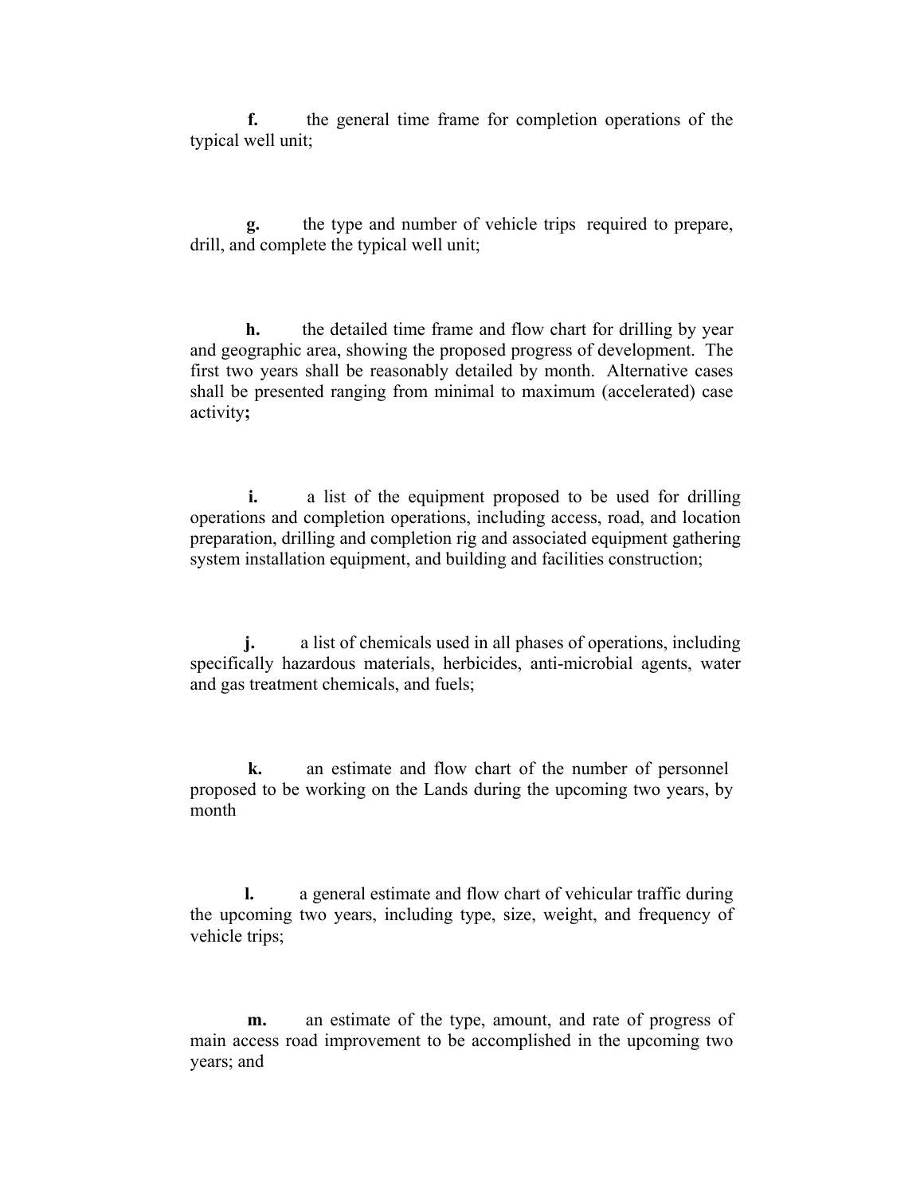**f.** the general time frame for completion operations of the typical well unit;

**g.** the type and number of vehicle trips required to prepare, drill, and complete the typical well unit;

**h.** the detailed time frame and flow chart for drilling by year and geographic area, showing the proposed progress of development. The first two years shall be reasonably detailed by month. Alternative cases shall be presented ranging from minimal to maximum (accelerated) case activity**;**

**i.** a list of the equipment proposed to be used for drilling operations and completion operations, including access, road, and location preparation, drilling and completion rig and associated equipment gathering system installation equipment, and building and facilities construction;

**j.** a list of chemicals used in all phases of operations, including specifically hazardous materials, herbicides, anti-microbial agents, water and gas treatment chemicals, and fuels;

**k.** an estimate and flow chart of the number of personnel proposed to be working on the Lands during the upcoming two years, by month

**l.** a general estimate and flow chart of vehicular traffic during the upcoming two years, including type, size, weight, and frequency of vehicle trips;

**m.** an estimate of the type, amount, and rate of progress of main access road improvement to be accomplished in the upcoming two years; and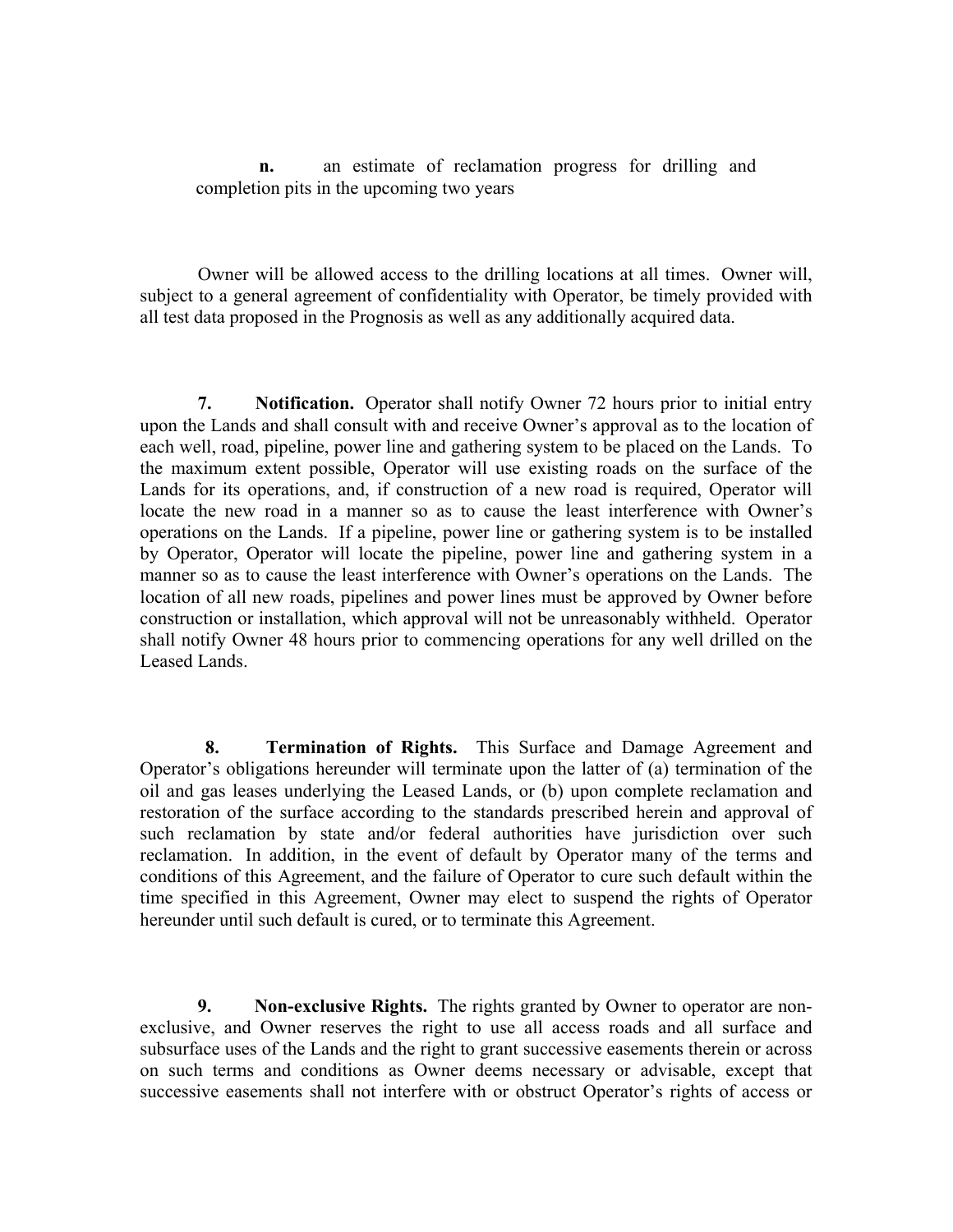**n.** an estimate of reclamation progress for drilling and completion pits in the upcoming two years

Owner will be allowed access to the drilling locations at all times. Owner will, subject to a general agreement of confidentiality with Operator, be timely provided with all test data proposed in the Prognosis as well as any additionally acquired data.

**7. Notification.** Operator shall notify Owner 72 hours prior to initial entry upon the Lands and shall consult with and receive Owner's approval as to the location of each well, road, pipeline, power line and gathering system to be placed on the Lands. To the maximum extent possible, Operator will use existing roads on the surface of the Lands for its operations, and, if construction of a new road is required, Operator will locate the new road in a manner so as to cause the least interference with Owner's operations on the Lands. If a pipeline, power line or gathering system is to be installed by Operator, Operator will locate the pipeline, power line and gathering system in a manner so as to cause the least interference with Owner's operations on the Lands. The location of all new roads, pipelines and power lines must be approved by Owner before construction or installation, which approval will not be unreasonably withheld. Operator shall notify Owner 48 hours prior to commencing operations for any well drilled on the Leased Lands.

**8. Termination of Rights.** This Surface and Damage Agreement and Operator's obligations hereunder will terminate upon the latter of (a) termination of the oil and gas leases underlying the Leased Lands, or (b) upon complete reclamation and restoration of the surface according to the standards prescribed herein and approval of such reclamation by state and/or federal authorities have jurisdiction over such reclamation. In addition, in the event of default by Operator many of the terms and conditions of this Agreement, and the failure of Operator to cure such default within the time specified in this Agreement, Owner may elect to suspend the rights of Operator hereunder until such default is cured, or to terminate this Agreement.

**9. Non-exclusive Rights.** The rights granted by Owner to operator are non-exclusive, and Owner reserves the right to use all access roads and all surface and subsurface uses of the Lands and the right to grant successive easements therein or across on such terms and conditions as Owner deems necessary or advisable, except that successive easements shall not interfere with or obstruct Operator's rights of access or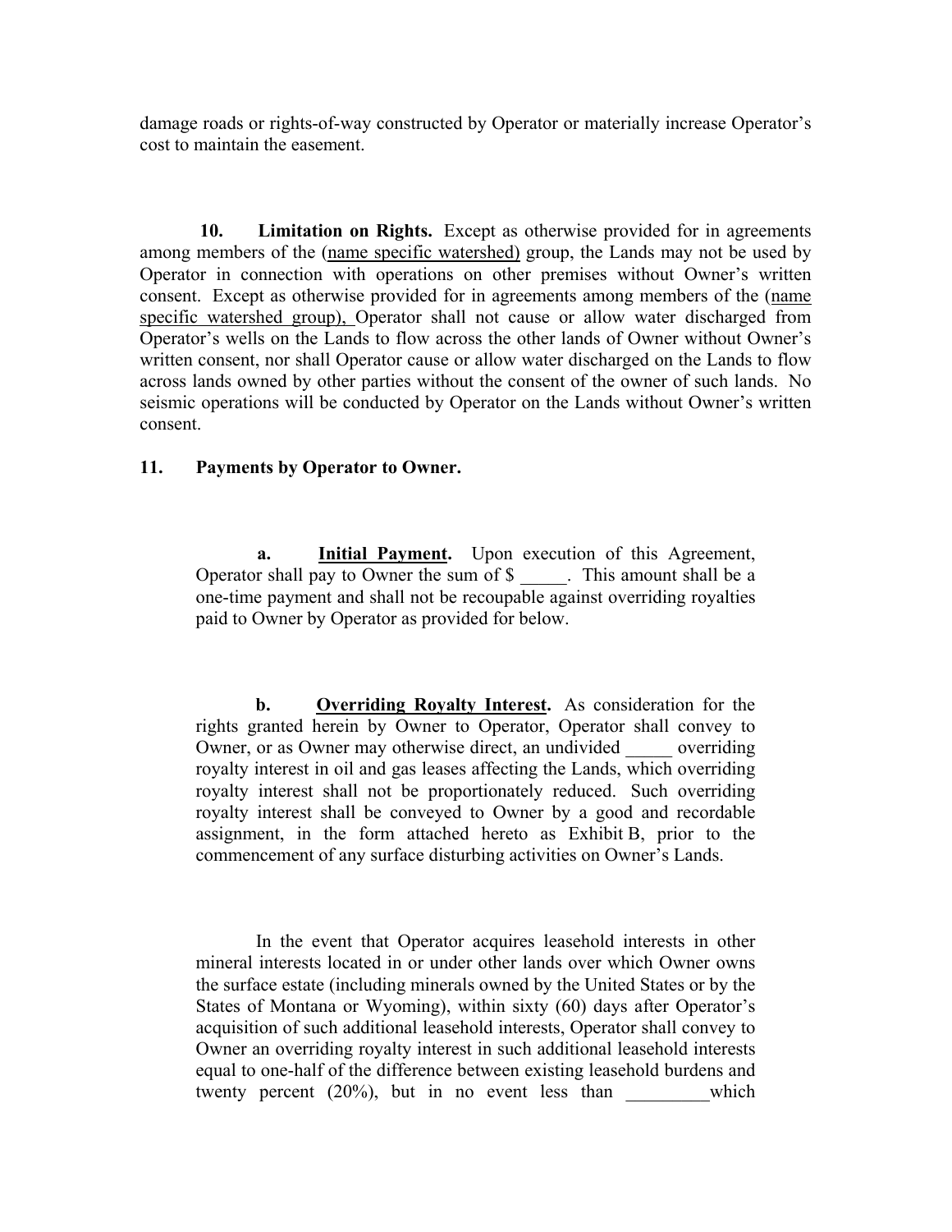damage roads or rights-of-way constructed by Operator or materially increase Operator's cost to maintain the easement.

**10. Limitation on Rights.** Except as otherwise provided for in agreements among members of the (name specific watershed) group, the Lands may not be used by Operator in connection with operations on other premises without Owner's written consent. Except as otherwise provided for in agreements among members of the (name specific watershed group), Operator shall not cause or allow water discharged from Operator's wells on the Lands to flow across the other lands of Owner without Owner's written consent, nor shall Operator cause or allow water discharged on the Lands to flow across lands owned by other parties without the consent of the owner of such lands. No seismic operations will be conducted by Operator on the Lands without Owner's written consent.

**11. Payments by Operator to Owner.**

**a. Initial Payment.** Upon execution of this Agreement, Operator shall pay to Owner the sum of $ _____. This amount shall be a one-time payment and shall not be recoupable against overriding royalties paid to Owner by Operator as provided for below.

**b. Overriding Royalty Interest.** As consideration for the rights granted herein by Owner to Operator, Operator shall convey to Owner, or as Owner may otherwise direct, an undivided _____ overriding royalty interest in oil and gas leases affecting the Lands, which overriding royalty interest shall not be proportionately reduced. Such overriding royalty interest shall be conveyed to Owner by a good and recordable assignment, in the form attached hereto as Exhibit B, prior to the commencement of any surface disturbing activities on Owner's Lands.

In the event that Operator acquires leasehold interests in other mineral interests located in or under other lands over which Owner owns the surface estate (including minerals owned by the United States or by the States of Montana or Wyoming), within sixty (60) days after Operator's acquisition of such additional leasehold interests, Operator shall convey to Owner an overriding royalty interest in such additional leasehold interests equal to one-half of the difference between existing leasehold burdens and twenty percent (20%), but in no event less than _________which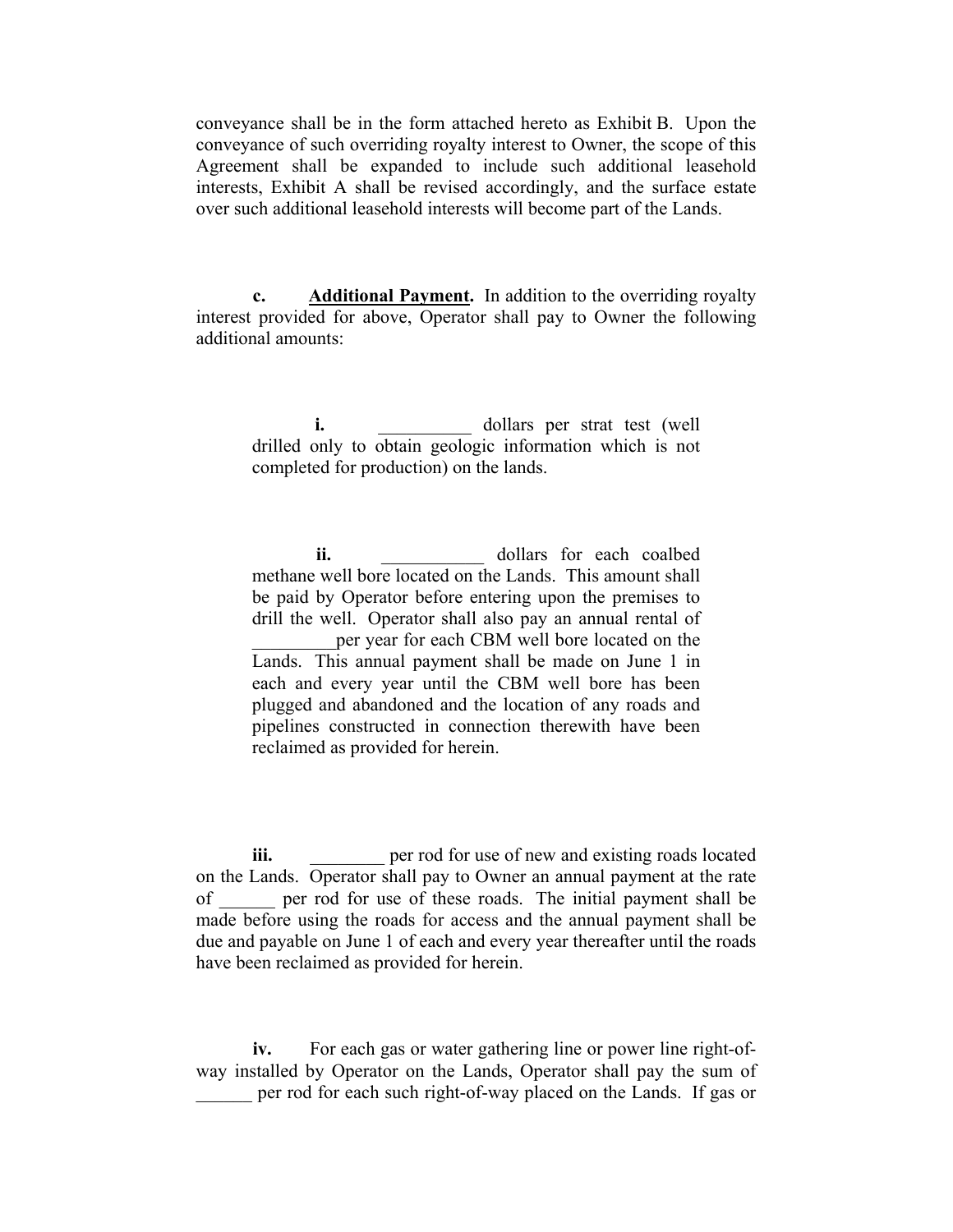conveyance shall be in the form attached hereto as Exhibit B. Upon the conveyance of such overriding royalty interest to Owner, the scope of this Agreement shall be expanded to include such additional leasehold interests, Exhibit A shall be revised accordingly, and the surface estate over such additional leasehold interests will become part of the Lands.

**c.** **Additional Payment.** In addition to the overriding royalty interest provided for above, Operator shall pay to Owner the following additional amounts:

> **i.** __________ dollars per strat test (well drilled only to obtain geologic information which is not completed for production) on the lands.

> **ii.** ___________ dollars for each coalbed methane well bore located on the Lands. This amount shall be paid by Operator before entering upon the premises to drill the well. Operator shall also pay an annual rental of _________per year for each CBM well bore located on the Lands. This annual payment shall be made on June 1 in each and every year until the CBM well bore has been plugged and abandoned and the location of any roads and pipelines constructed in connection therewith have been reclaimed as provided for herein.

**iii.** ________ per rod for use of new and existing roads located on the Lands. Operator shall pay to Owner an annual payment at the rate of ______ per rod for use of these roads. The initial payment shall be made before using the roads for access and the annual payment shall be due and payable on June 1 of each and every year thereafter until the roads have been reclaimed as provided for herein.

**iv.** For each gas or water gathering line or power line right-of-way installed by Operator on the Lands, Operator shall pay the sum of ______ per rod for each such right-of-way placed on the Lands. If gas or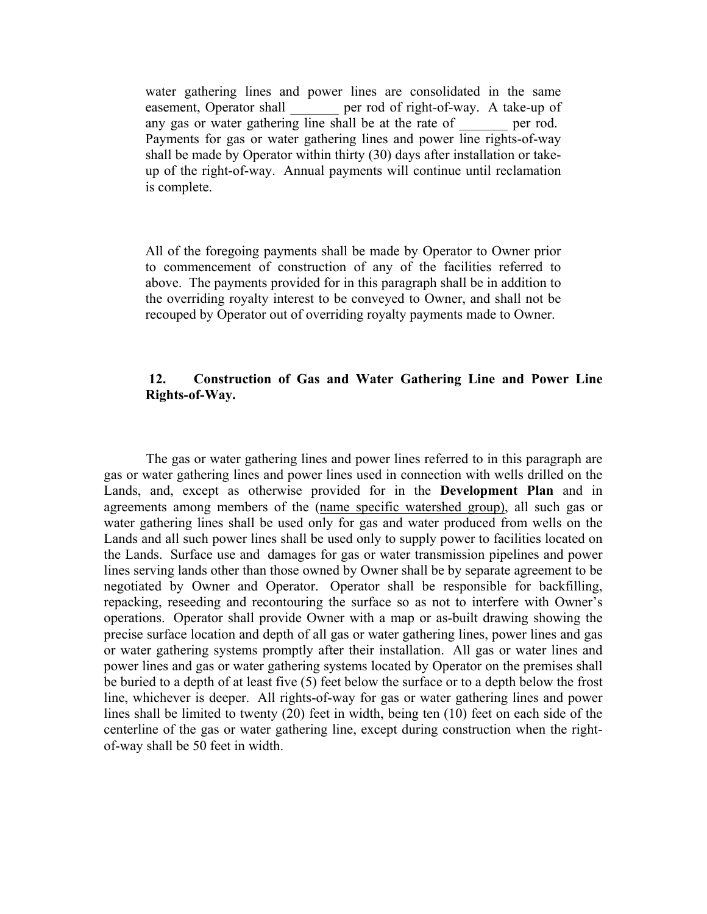water gathering lines and power lines are consolidated in the same easement, Operator shall _______ per rod of right-of-way. A take-up of any gas or water gathering line shall be at the rate of _______ per rod. Payments for gas or water gathering lines and power line rights-of-way shall be made by Operator within thirty (30) days after installation or take-up of the right-of-way. Annual payments will continue until reclamation is complete.

All of the foregoing payments shall be made by Operator to Owner prior to commencement of construction of any of the facilities referred to above. The payments provided for in this paragraph shall be in addition to the overriding royalty interest to be conveyed to Owner, and shall not be recouped by Operator out of overriding royalty payments made to Owner.

**12. Construction of Gas and Water Gathering Line and Power Line Rights-of-Way.**

The gas or water gathering lines and power lines referred to in this paragraph are gas or water gathering lines and power lines used in connection with wells drilled on the Lands, and, except as otherwise provided for in the **Development Plan** and in agreements among members of the <u>(name specific watershed group)</u>, all such gas or water gathering lines shall be used only for gas and water produced from wells on the Lands and all such power lines shall be used only to supply power to facilities located on the Lands. Surface use and damages for gas or water transmission pipelines and power lines serving lands other than those owned by Owner shall be by separate agreement to be negotiated by Owner and Operator. Operator shall be responsible for backfilling, repacking, reseeding and recontouring the surface so as not to interfere with Owner's operations. Operator shall provide Owner with a map or as-built drawing showing the precise surface location and depth of all gas or water gathering lines, power lines and gas or water gathering systems promptly after their installation. All gas or water lines and power lines and gas or water gathering systems located by Operator on the premises shall be buried to a depth of at least five (5) feet below the surface or to a depth below the frost line, whichever is deeper. All rights-of-way for gas or water gathering lines and power lines shall be limited to twenty (20) feet in width, being ten (10) feet on each side of the centerline of the gas or water gathering line, except during construction when the right-of-way shall be 50 feet in width.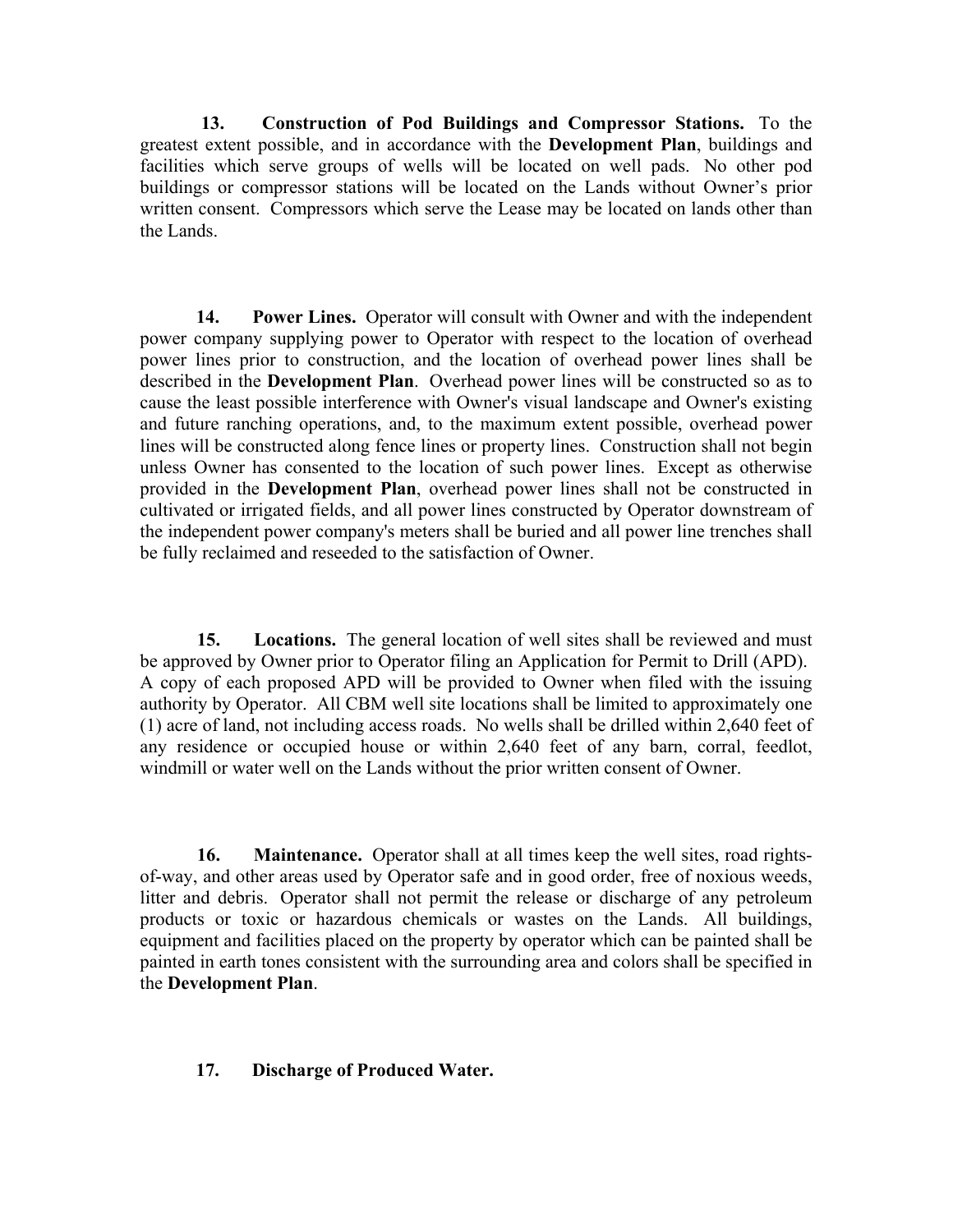**13. Construction of Pod Buildings and Compressor Stations.** To the greatest extent possible, and in accordance with the **Development Plan**, buildings and facilities which serve groups of wells will be located on well pads. No other pod buildings or compressor stations will be located on the Lands without Owner's prior written consent. Compressors which serve the Lease may be located on lands other than the Lands.

**14. Power Lines.** Operator will consult with Owner and with the independent power company supplying power to Operator with respect to the location of overhead power lines prior to construction, and the location of overhead power lines shall be described in the **Development Plan**. Overhead power lines will be constructed so as to cause the least possible interference with Owner's visual landscape and Owner's existing and future ranching operations, and, to the maximum extent possible, overhead power lines will be constructed along fence lines or property lines. Construction shall not begin unless Owner has consented to the location of such power lines. Except as otherwise provided in the **Development Plan**, overhead power lines shall not be constructed in cultivated or irrigated fields, and all power lines constructed by Operator downstream of the independent power company's meters shall be buried and all power line trenches shall be fully reclaimed and reseeded to the satisfaction of Owner.

**15. Locations.** The general location of well sites shall be reviewed and must be approved by Owner prior to Operator filing an Application for Permit to Drill (APD). A copy of each proposed APD will be provided to Owner when filed with the issuing authority by Operator. All CBM well site locations shall be limited to approximately one (1) acre of land, not including access roads. No wells shall be drilled within 2,640 feet of any residence or occupied house or within 2,640 feet of any barn, corral, feedlot, windmill or water well on the Lands without the prior written consent of Owner.

**16. Maintenance.** Operator shall at all times keep the well sites, road rights-of-way, and other areas used by Operator safe and in good order, free of noxious weeds, litter and debris. Operator shall not permit the release or discharge of any petroleum products or toxic or hazardous chemicals or wastes on the Lands. All buildings, equipment and facilities placed on the property by operator which can be painted shall be painted in earth tones consistent with the surrounding area and colors shall be specified in the **Development Plan**.

**17. Discharge of Produced Water.**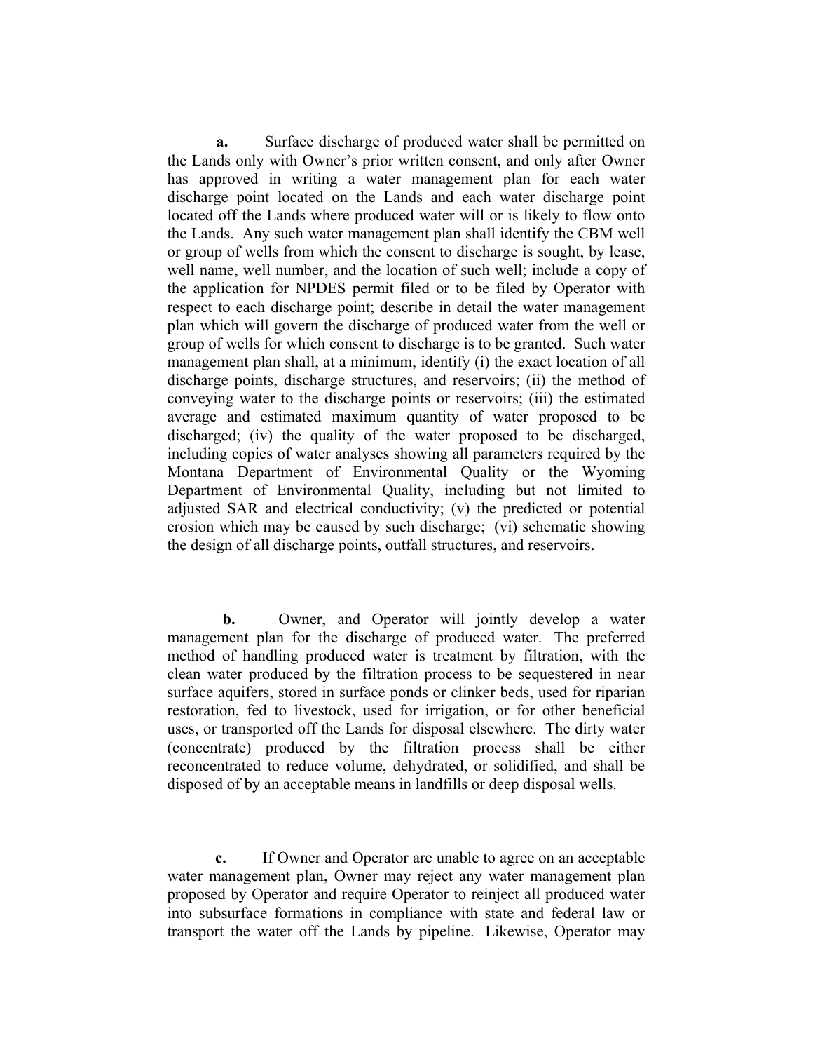**a.** Surface discharge of produced water shall be permitted on the Lands only with Owner's prior written consent, and only after Owner has approved in writing a water management plan for each water discharge point located on the Lands and each water discharge point located off the Lands where produced water will or is likely to flow onto the Lands. Any such water management plan shall identify the CBM well or group of wells from which the consent to discharge is sought, by lease, well name, well number, and the location of such well; include a copy of the application for NPDES permit filed or to be filed by Operator with respect to each discharge point; describe in detail the water management plan which will govern the discharge of produced water from the well or group of wells for which consent to discharge is to be granted. Such water management plan shall, at a minimum, identify (i) the exact location of all discharge points, discharge structures, and reservoirs; (ii) the method of conveying water to the discharge points or reservoirs; (iii) the estimated average and estimated maximum quantity of water proposed to be discharged; (iv) the quality of the water proposed to be discharged, including copies of water analyses showing all parameters required by the Montana Department of Environmental Quality or the Wyoming Department of Environmental Quality, including but not limited to adjusted SAR and electrical conductivity; (v) the predicted or potential erosion which may be caused by such discharge; (vi) schematic showing the design of all discharge points, outfall structures, and reservoirs.

**b.** Owner, and Operator will jointly develop a water management plan for the discharge of produced water. The preferred method of handling produced water is treatment by filtration, with the clean water produced by the filtration process to be sequestered in near surface aquifers, stored in surface ponds or clinker beds, used for riparian restoration, fed to livestock, used for irrigation, or for other beneficial uses, or transported off the Lands for disposal elsewhere. The dirty water (concentrate) produced by the filtration process shall be either reconcentrated to reduce volume, dehydrated, or solidified, and shall be disposed of by an acceptable means in landfills or deep disposal wells.

**c.** If Owner and Operator are unable to agree on an acceptable water management plan, Owner may reject any water management plan proposed by Operator and require Operator to reinject all produced water into subsurface formations in compliance with state and federal law or transport the water off the Lands by pipeline. Likewise, Operator may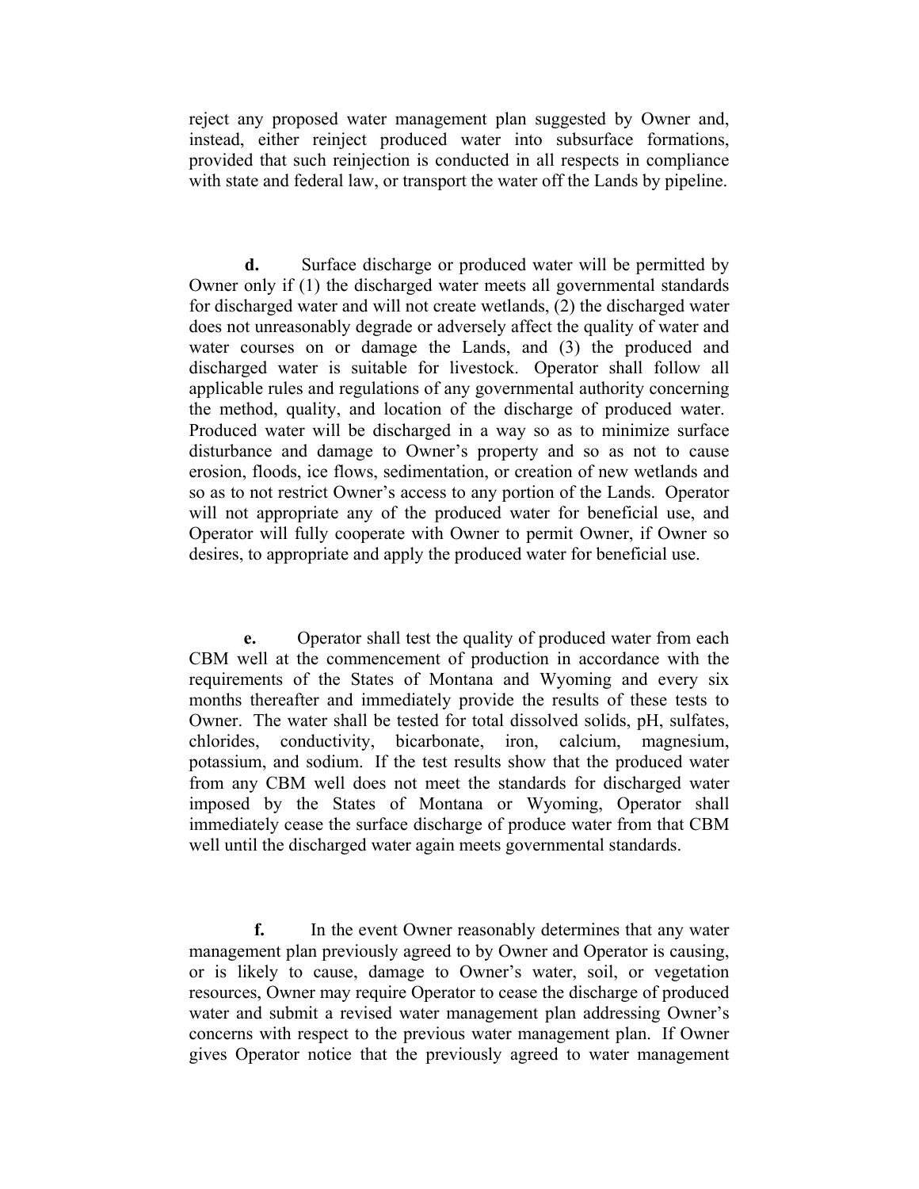reject any proposed water management plan suggested by Owner and, instead, either reinject produced water into subsurface formations, provided that such reinjection is conducted in all respects in compliance with state and federal law, or transport the water off the Lands by pipeline.

**d.** Surface discharge or produced water will be permitted by Owner only if (1) the discharged water meets all governmental standards for discharged water and will not create wetlands, (2) the discharged water does not unreasonably degrade or adversely affect the quality of water and water courses on or damage the Lands, and (3) the produced and discharged water is suitable for livestock. Operator shall follow all applicable rules and regulations of any governmental authority concerning the method, quality, and location of the discharge of produced water. Produced water will be discharged in a way so as to minimize surface disturbance and damage to Owner's property and so as not to cause erosion, floods, ice flows, sedimentation, or creation of new wetlands and so as to not restrict Owner's access to any portion of the Lands. Operator will not appropriate any of the produced water for beneficial use, and Operator will fully cooperate with Owner to permit Owner, if Owner so desires, to appropriate and apply the produced water for beneficial use.

**e.** Operator shall test the quality of produced water from each CBM well at the commencement of production in accordance with the requirements of the States of Montana and Wyoming and every six months thereafter and immediately provide the results of these tests to Owner. The water shall be tested for total dissolved solids, pH, sulfates, chlorides, conductivity, bicarbonate, iron, calcium, magnesium, potassium, and sodium. If the test results show that the produced water from any CBM well does not meet the standards for discharged water imposed by the States of Montana or Wyoming, Operator shall immediately cease the surface discharge of produce water from that CBM well until the discharged water again meets governmental standards.

**f.** In the event Owner reasonably determines that any water management plan previously agreed to by Owner and Operator is causing, or is likely to cause, damage to Owner's water, soil, or vegetation resources, Owner may require Operator to cease the discharge of produced water and submit a revised water management plan addressing Owner's concerns with respect to the previous water management plan. If Owner gives Operator notice that the previously agreed to water management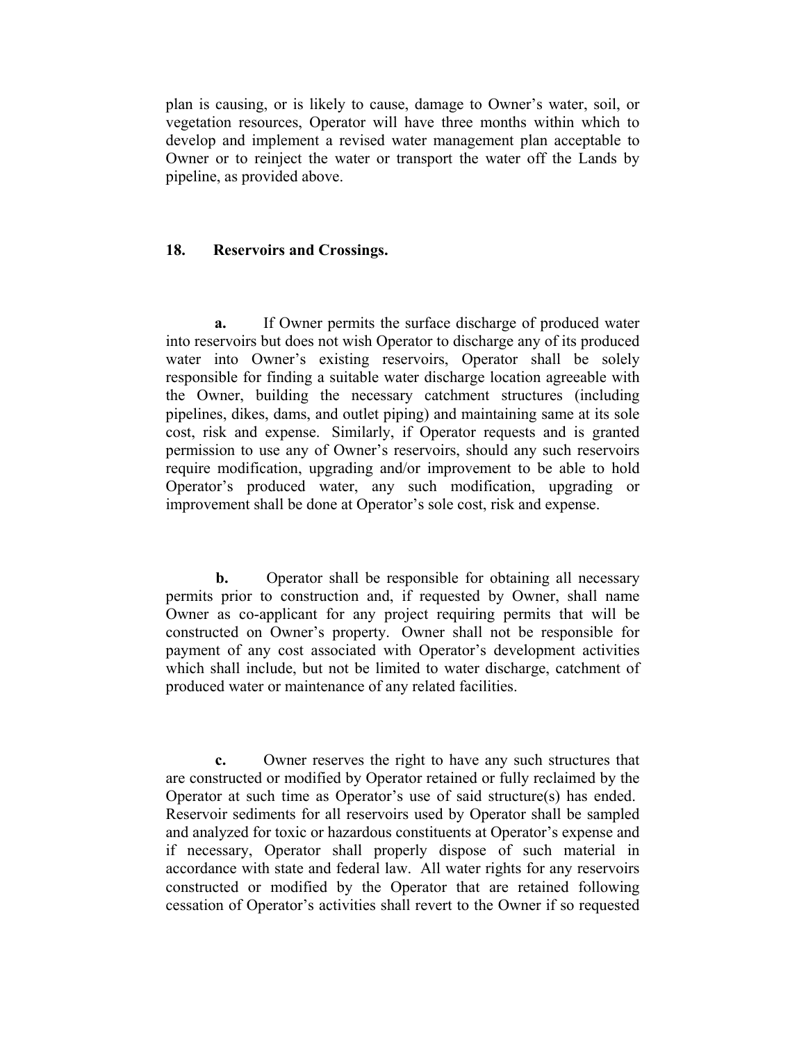plan is causing, or is likely to cause, damage to Owner's water, soil, or vegetation resources, Operator will have three months within which to develop and implement a revised water management plan acceptable to Owner or to reinject the water or transport the water off the Lands by pipeline, as provided above.

### 18. Reservoirs and Crossings.

**a.** If Owner permits the surface discharge of produced water into reservoirs but does not wish Operator to discharge any of its produced water into Owner's existing reservoirs, Operator shall be solely responsible for finding a suitable water discharge location agreeable with the Owner, building the necessary catchment structures (including pipelines, dikes, dams, and outlet piping) and maintaining same at its sole cost, risk and expense. Similarly, if Operator requests and is granted permission to use any of Owner's reservoirs, should any such reservoirs require modification, upgrading and/or improvement to be able to hold Operator's produced water, any such modification, upgrading or improvement shall be done at Operator's sole cost, risk and expense.

**b.** Operator shall be responsible for obtaining all necessary permits prior to construction and, if requested by Owner, shall name Owner as co-applicant for any project requiring permits that will be constructed on Owner's property. Owner shall not be responsible for payment of any cost associated with Operator's development activities which shall include, but not be limited to water discharge, catchment of produced water or maintenance of any related facilities.

**c.** Owner reserves the right to have any such structures that are constructed or modified by Operator retained or fully reclaimed by the Operator at such time as Operator's use of said structure(s) has ended. Reservoir sediments for all reservoirs used by Operator shall be sampled and analyzed for toxic or hazardous constituents at Operator's expense and if necessary, Operator shall properly dispose of such material in accordance with state and federal law. All water rights for any reservoirs constructed or modified by the Operator that are retained following cessation of Operator's activities shall revert to the Owner if so requested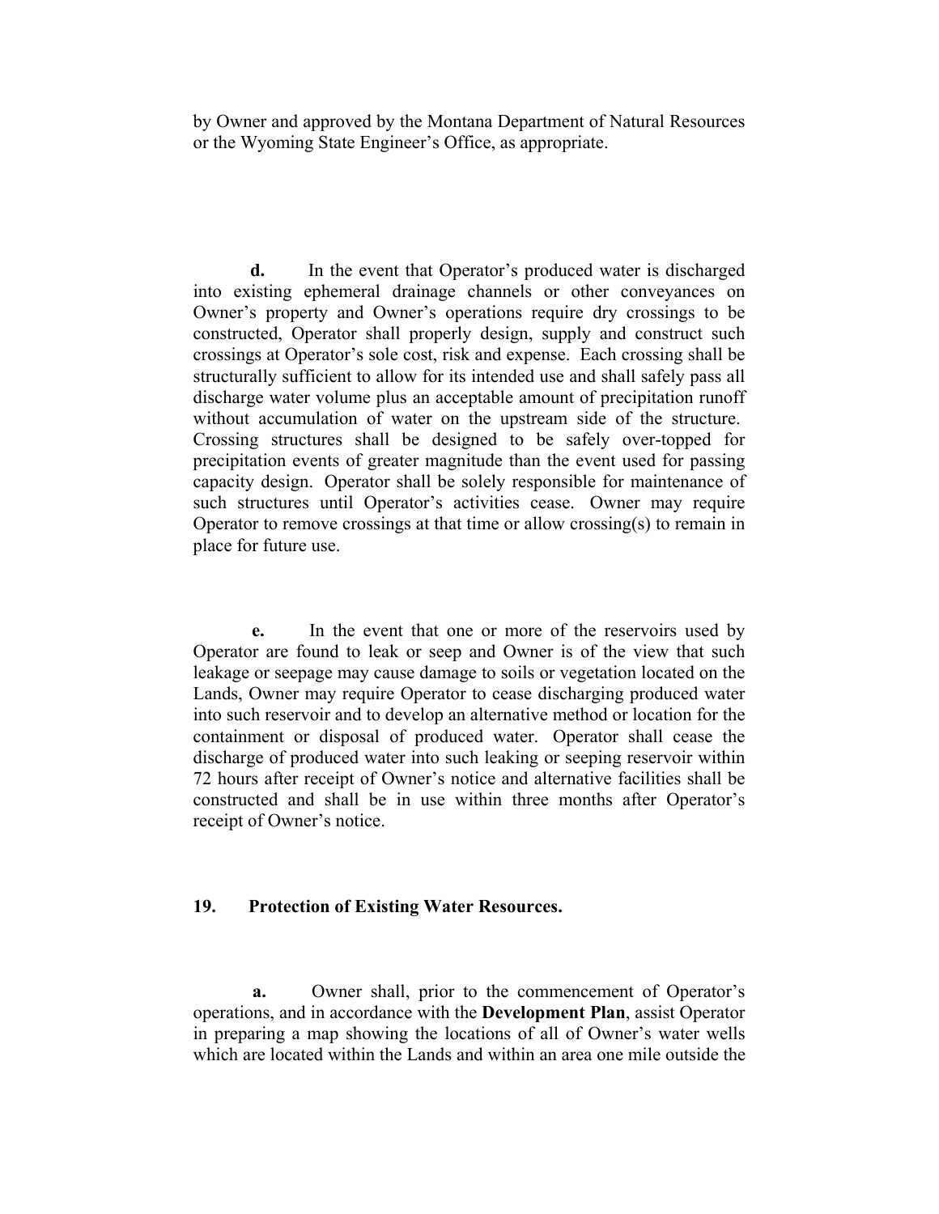by Owner and approved by the Montana Department of Natural Resources or the Wyoming State Engineer's Office, as appropriate.

**d.** In the event that Operator's produced water is discharged into existing ephemeral drainage channels or other conveyances on Owner's property and Owner's operations require dry crossings to be constructed, Operator shall properly design, supply and construct such crossings at Operator's sole cost, risk and expense. Each crossing shall be structurally sufficient to allow for its intended use and shall safely pass all discharge water volume plus an acceptable amount of precipitation runoff without accumulation of water on the upstream side of the structure. Crossing structures shall be designed to be safely over-topped for precipitation events of greater magnitude than the event used for passing capacity design. Operator shall be solely responsible for maintenance of such structures until Operator's activities cease. Owner may require Operator to remove crossings at that time or allow crossing(s) to remain in place for future use.

**e.** In the event that one or more of the reservoirs used by Operator are found to leak or seep and Owner is of the view that such leakage or seepage may cause damage to soils or vegetation located on the Lands, Owner may require Operator to cease discharging produced water into such reservoir and to develop an alternative method or location for the containment or disposal of produced water. Operator shall cease the discharge of produced water into such leaking or seeping reservoir within 72 hours after receipt of Owner's notice and alternative facilities shall be constructed and shall be in use within three months after Operator's receipt of Owner's notice.

## 19. Protection of Existing Water Resources.

**a.** Owner shall, prior to the commencement of Operator's operations, and in accordance with the **Development Plan**, assist Operator in preparing a map showing the locations of all of Owner's water wells which are located within the Lands and within an area one mile outside the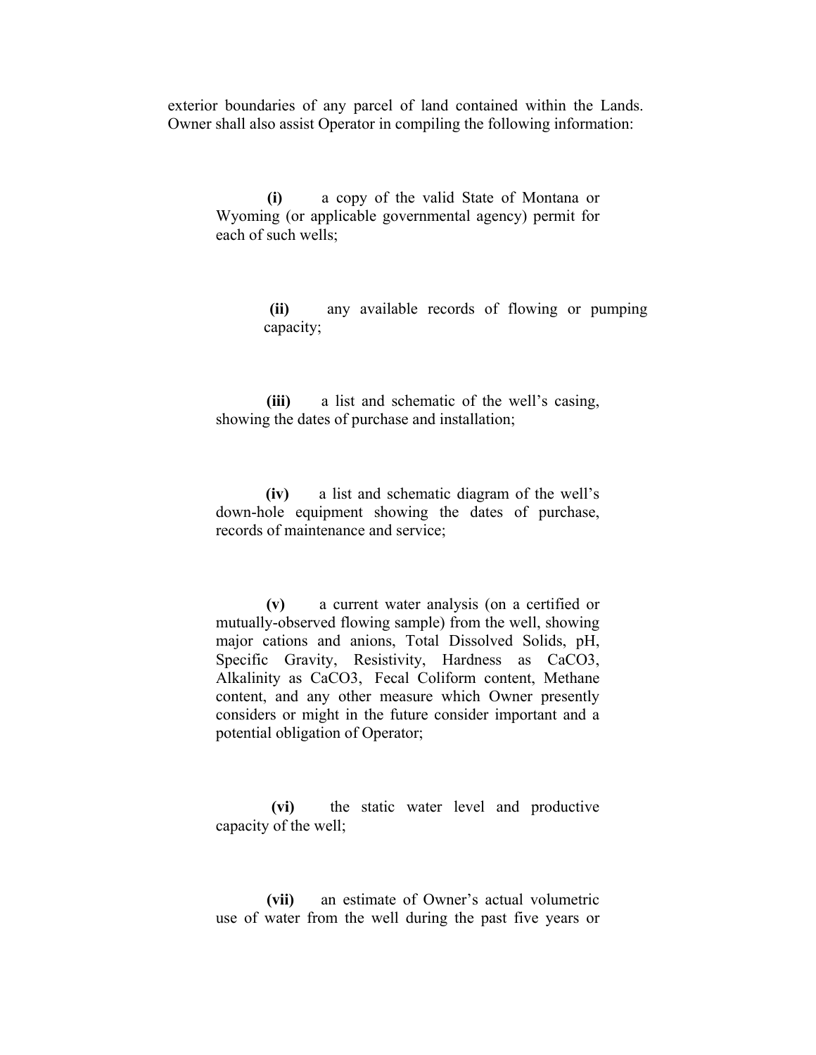exterior boundaries of any parcel of land contained within the Lands. Owner shall also assist Operator in compiling the following information:

**(i)** a copy of the valid State of Montana or Wyoming (or applicable governmental agency) permit for each of such wells;

**(ii)** any available records of flowing or pumping capacity;

**(iii)** a list and schematic of the well's casing, showing the dates of purchase and installation;

**(iv)** a list and schematic diagram of the well's down-hole equipment showing the dates of purchase, records of maintenance and service;

**(v)** a current water analysis (on a certified or mutually-observed flowing sample) from the well, showing major cations and anions, Total Dissolved Solids, pH, Specific Gravity, Resistivity, Hardness as $CaCO_3$, Alkalinity as $CaCO_3$, Fecal Coliform content, Methane content, and any other measure which Owner presently considers or might in the future consider important and a potential obligation of Operator;

**(vi)** the static water level and productive capacity of the well;

**(vii)** an estimate of Owner's actual volumetric use of water from the well during the past five years or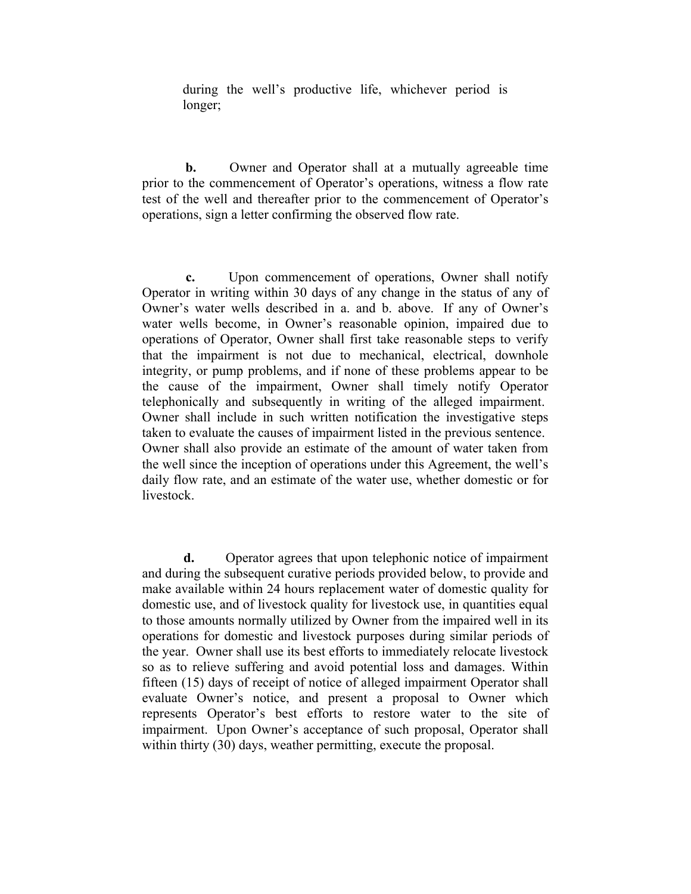during the well's productive life, whichever period is longer;

**b.** Owner and Operator shall at a mutually agreeable time prior to the commencement of Operator's operations, witness a flow rate test of the well and thereafter prior to the commencement of Operator's operations, sign a letter confirming the observed flow rate.

**c.** Upon commencement of operations, Owner shall notify Operator in writing within 30 days of any change in the status of any of Owner's water wells described in a. and b. above. If any of Owner's water wells become, in Owner's reasonable opinion, impaired due to operations of Operator, Owner shall first take reasonable steps to verify that the impairment is not due to mechanical, electrical, downhole integrity, or pump problems, and if none of these problems appear to be the cause of the impairment, Owner shall timely notify Operator telephonically and subsequently in writing of the alleged impairment. Owner shall include in such written notification the investigative steps taken to evaluate the causes of impairment listed in the previous sentence. Owner shall also provide an estimate of the amount of water taken from the well since the inception of operations under this Agreement, the well's daily flow rate, and an estimate of the water use, whether domestic or for livestock.

**d.** Operator agrees that upon telephonic notice of impairment and during the subsequent curative periods provided below, to provide and make available within 24 hours replacement water of domestic quality for domestic use, and of livestock quality for livestock use, in quantities equal to those amounts normally utilized by Owner from the impaired well in its operations for domestic and livestock purposes during similar periods of the year. Owner shall use its best efforts to immediately relocate livestock so as to relieve suffering and avoid potential loss and damages. Within fifteen (15) days of receipt of notice of alleged impairment Operator shall evaluate Owner's notice, and present a proposal to Owner which represents Operator's best efforts to restore water to the site of impairment. Upon Owner's acceptance of such proposal, Operator shall within thirty (30) days, weather permitting, execute the proposal.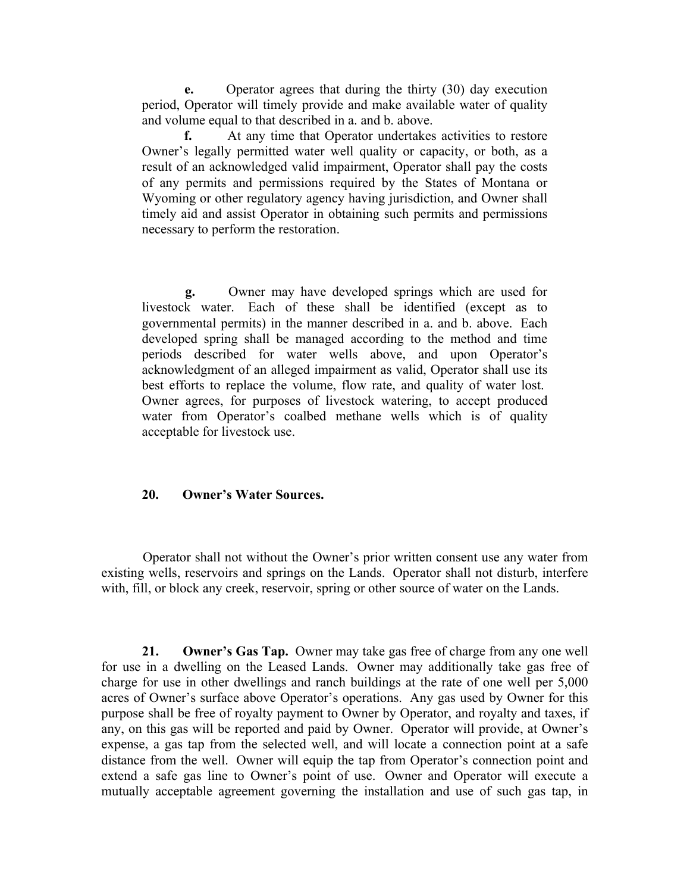**e.** Operator agrees that during the thirty (30) day execution period, Operator will timely provide and make available water of quality and volume equal to that described in a. and b. above.

**f.** At any time that Operator undertakes activities to restore Owner's legally permitted water well quality or capacity, or both, as a result of an acknowledged valid impairment, Operator shall pay the costs of any permits and permissions required by the States of Montana or Wyoming or other regulatory agency having jurisdiction, and Owner shall timely aid and assist Operator in obtaining such permits and permissions necessary to perform the restoration.

**g.** Owner may have developed springs which are used for livestock water. Each of these shall be identified (except as to governmental permits) in the manner described in a. and b. above. Each developed spring shall be managed according to the method and time periods described for water wells above, and upon Operator's acknowledgment of an alleged impairment as valid, Operator shall use its best efforts to replace the volume, flow rate, and quality of water lost. Owner agrees, for purposes of livestock watering, to accept produced water from Operator's coalbed methane wells which is of quality acceptable for livestock use.

## 20. Owner's Water Sources.

Operator shall not without the Owner's prior written consent use any water from existing wells, reservoirs and springs on the Lands. Operator shall not disturb, interfere with, fill, or block any creek, reservoir, spring or other source of water on the Lands.

**21. Owner's Gas Tap.** Owner may take gas free of charge from any one well for use in a dwelling on the Leased Lands. Owner may additionally take gas free of charge for use in other dwellings and ranch buildings at the rate of one well per 5,000 acres of Owner's surface above Operator's operations. Any gas used by Owner for this purpose shall be free of royalty payment to Owner by Operator, and royalty and taxes, if any, on this gas will be reported and paid by Owner. Operator will provide, at Owner's expense, a gas tap from the selected well, and will locate a connection point at a safe distance from the well. Owner will equip the tap from Operator's connection point and extend a safe gas line to Owner's point of use. Owner and Operator will execute a mutually acceptable agreement governing the installation and use of such gas tap, in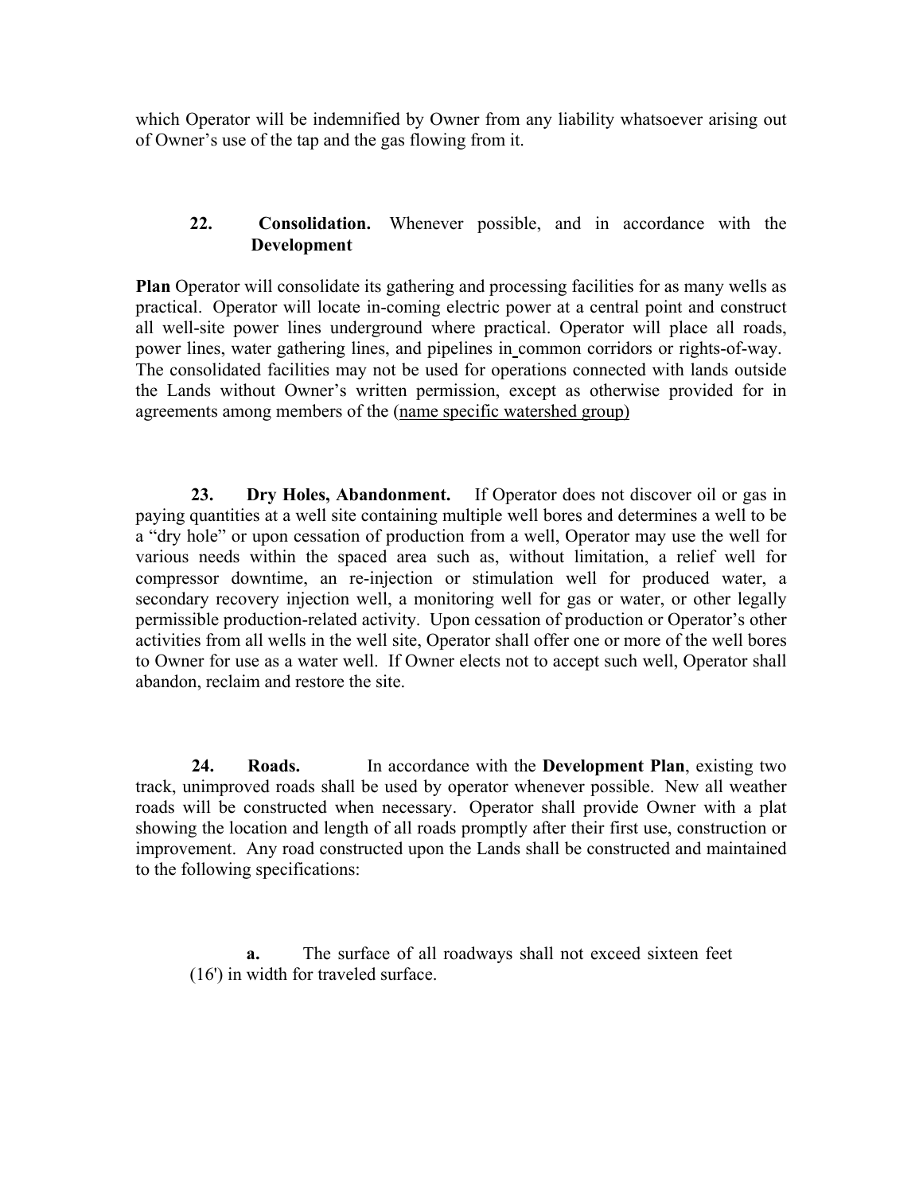which Operator will be indemnified by Owner from any liability whatsoever arising out of Owner's use of the tap and the gas flowing from it.

**22. Consolidation.** Whenever possible, and in accordance with the **Development Plan** Operator will consolidate its gathering and processing facilities for as many wells as practical. Operator will locate in-coming electric power at a central point and construct all well-site power lines underground where practical. Operator will place all roads, power lines, water gathering lines, and pipelines in common corridors or rights-of-way. The consolidated facilities may not be used for operations connected with lands outside the Lands without Owner's written permission, except as otherwise provided for in agreements among members of the (name specific watershed group)

**23. Dry Holes, Abandonment.** If Operator does not discover oil or gas in paying quantities at a well site containing multiple well bores and determines a well to be a "dry hole" or upon cessation of production from a well, Operator may use the well for various needs within the spaced area such as, without limitation, a relief well for compressor downtime, an re-injection or stimulation well for produced water, a secondary recovery injection well, a monitoring well for gas or water, or other legally permissible production-related activity. Upon cessation of production or Operator's other activities from all wells in the well site, Operator shall offer one or more of the well bores to Owner for use as a water well. If Owner elects not to accept such well, Operator shall abandon, reclaim and restore the site.

**24. Roads.** In accordance with the **Development Plan**, existing two track, unimproved roads shall be used by operator whenever possible. New all weather roads will be constructed when necessary. Operator shall provide Owner with a plat showing the location and length of all roads promptly after their first use, construction or improvement. Any road constructed upon the Lands shall be constructed and maintained to the following specifications:

**a.** The surface of all roadways shall not exceed sixteen feet (16') in width for traveled surface.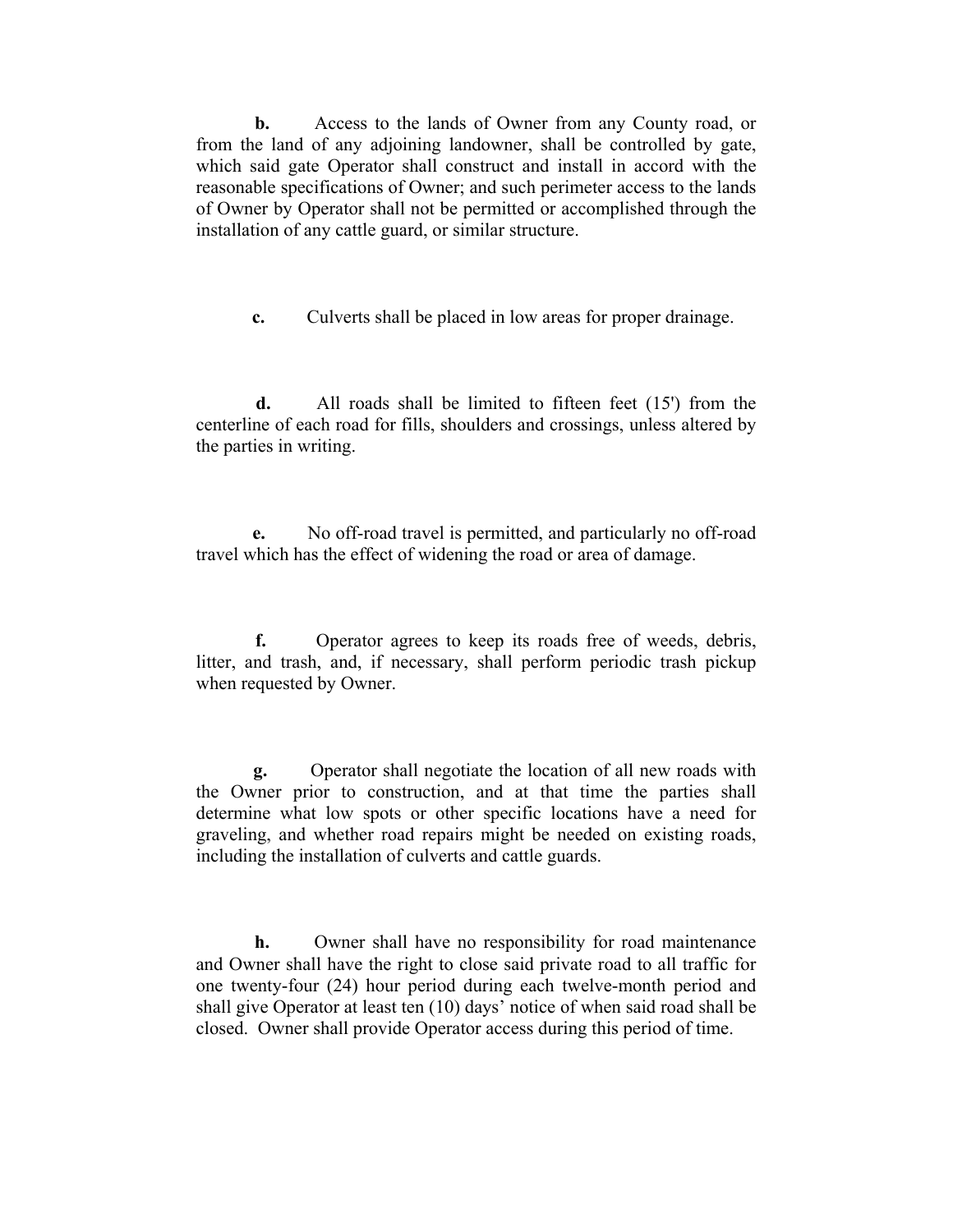**b.** Access to the lands of Owner from any County road, or from the land of any adjoining landowner, shall be controlled by gate, which said gate Operator shall construct and install in accord with the reasonable specifications of Owner; and such perimeter access to the lands of Owner by Operator shall not be permitted or accomplished through the installation of any cattle guard, or similar structure.

**c.** Culverts shall be placed in low areas for proper drainage.

**d.** All roads shall be limited to fifteen feet (15') from the centerline of each road for fills, shoulders and crossings, unless altered by the parties in writing.

**e.** No off-road travel is permitted, and particularly no off-road travel which has the effect of widening the road or area of damage.

**f.** Operator agrees to keep its roads free of weeds, debris, litter, and trash, and, if necessary, shall perform periodic trash pickup when requested by Owner.

**g.** Operator shall negotiate the location of all new roads with the Owner prior to construction, and at that time the parties shall determine what low spots or other specific locations have a need for graveling, and whether road repairs might be needed on existing roads, including the installation of culverts and cattle guards.

**h.** Owner shall have no responsibility for road maintenance and Owner shall have the right to close said private road to all traffic for one twenty-four (24) hour period during each twelve-month period and shall give Operator at least ten (10) days' notice of when said road shall be closed. Owner shall provide Operator access during this period of time.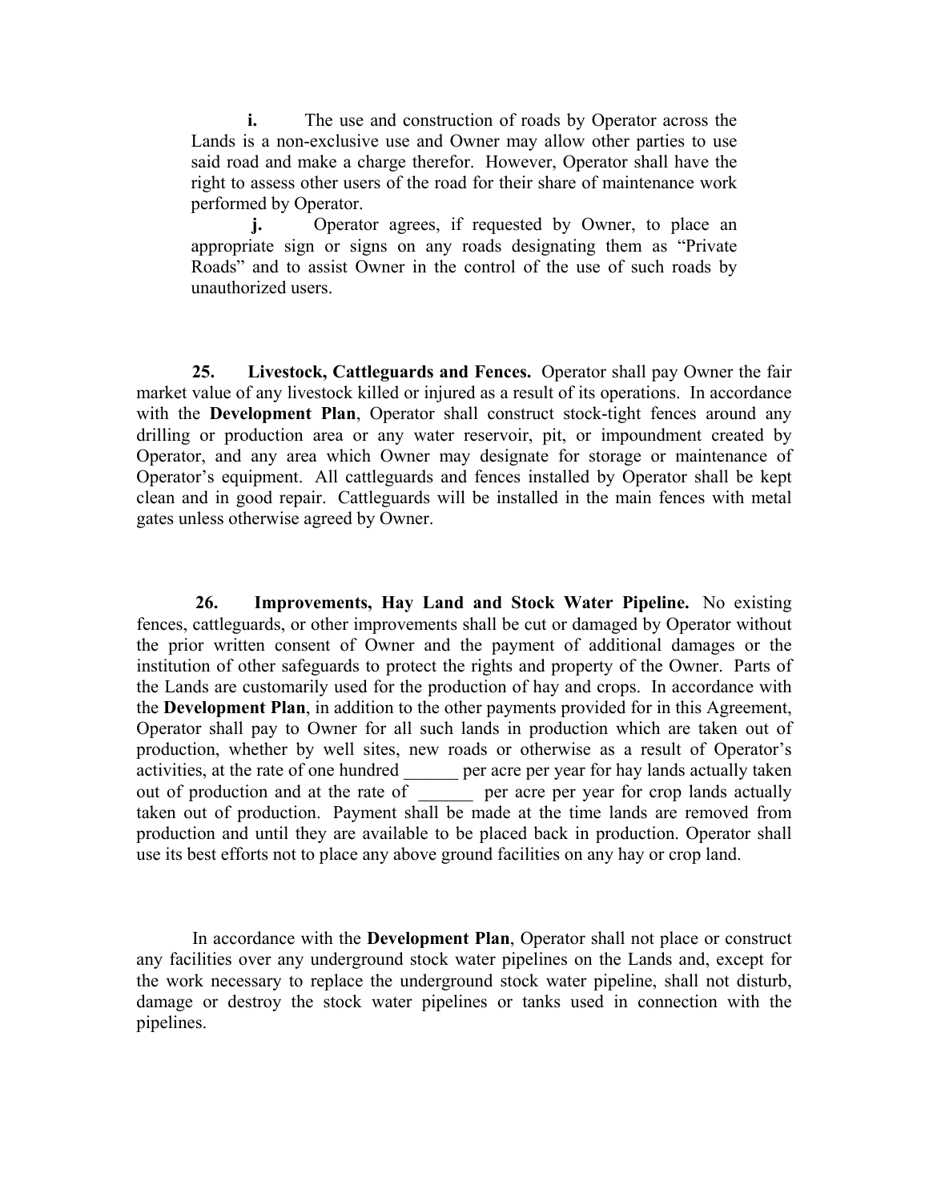**i.** The use and construction of roads by Operator across the Lands is a non-exclusive use and Owner may allow other parties to use said road and make a charge therefor. However, Operator shall have the right to assess other users of the road for their share of maintenance work performed by Operator.

**j.** Operator agrees, if requested by Owner, to place an appropriate sign or signs on any roads designating them as "Private Roads" and to assist Owner in the control of the use of such roads by unauthorized users.

**25. Livestock, Cattleguards and Fences.** Operator shall pay Owner the fair market value of any livestock killed or injured as a result of its operations. In accordance with the **Development Plan**, Operator shall construct stock-tight fences around any drilling or production area or any water reservoir, pit, or impoundment created by Operator, and any area which Owner may designate for storage or maintenance of Operator's equipment. All cattleguards and fences installed by Operator shall be kept clean and in good repair. Cattleguards will be installed in the main fences with metal gates unless otherwise agreed by Owner.

**26. Improvements, Hay Land and Stock Water Pipeline.** No existing fences, cattleguards, or other improvements shall be cut or damaged by Operator without the prior written consent of Owner and the payment of additional damages or the institution of other safeguards to protect the rights and property of the Owner. Parts of the Lands are customarily used for the production of hay and crops. In accordance with the **Development Plan**, in addition to the other payments provided for in this Agreement, Operator shall pay to Owner for all such lands in production which are taken out of production, whether by well sites, new roads or otherwise as a result of Operator's activities, at the rate of one hundred ______ per acre per year for hay lands actually taken out of production and at the rate of ______ per acre per year for crop lands actually taken out of production. Payment shall be made at the time lands are removed from production and until they are available to be placed back in production. Operator shall use its best efforts not to place any above ground facilities on any hay or crop land.

In accordance with the **Development Plan**, Operator shall not place or construct any facilities over any underground stock water pipelines on the Lands and, except for the work necessary to replace the underground stock water pipeline, shall not disturb, damage or destroy the stock water pipelines or tanks used in connection with the pipelines.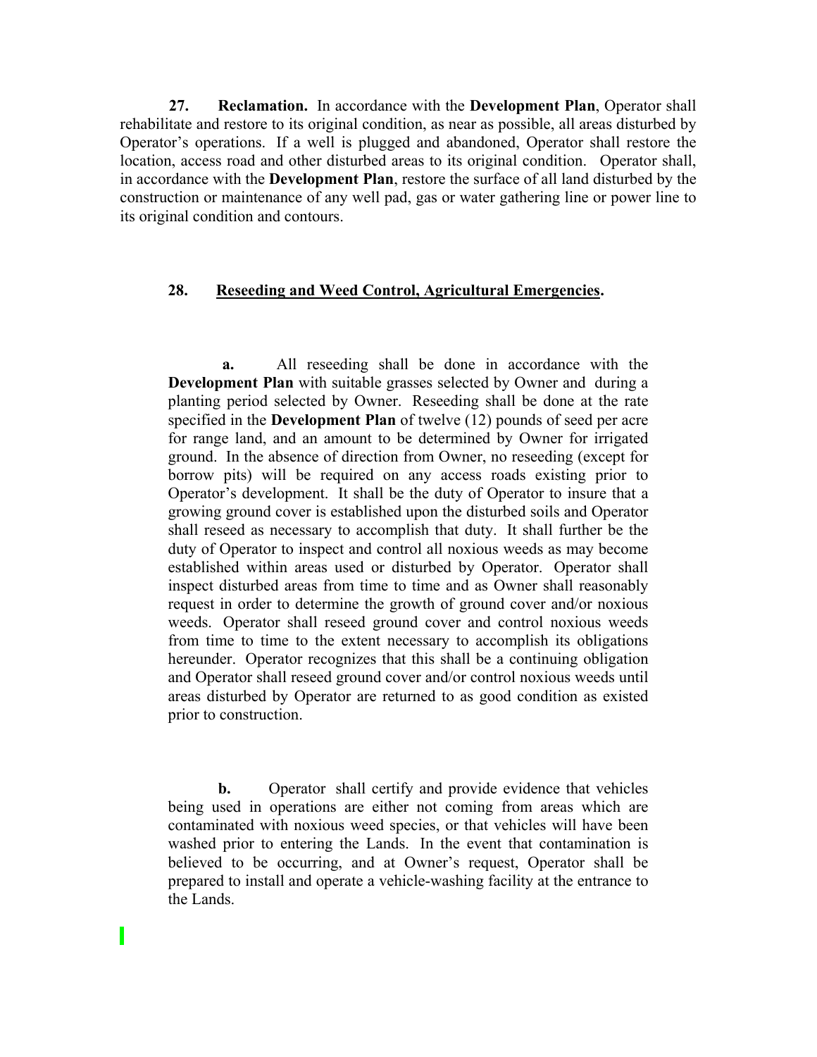**27. Reclamation.** In accordance with the **Development Plan**, Operator shall rehabilitate and restore to its original condition, as near as possible, all areas disturbed by Operator's operations. If a well is plugged and abandoned, Operator shall restore the location, access road and other disturbed areas to its original condition. Operator shall, in accordance with the **Development Plan**, restore the surface of all land disturbed by the construction or maintenance of any well pad, gas or water gathering line or power line to its original condition and contours.

**28. <u>Reseeding and Weed Control, Agricultural Emergencies</u>.**

> **a.** All reseeding shall be done in accordance with the **Development Plan** with suitable grasses selected by Owner and during a planting period selected by Owner. Reseeding shall be done at the rate specified in the **Development Plan** of twelve (12) pounds of seed per acre for range land, and an amount to be determined by Owner for irrigated ground. In the absence of direction from Owner, no reseeding (except for borrow pits) will be required on any access roads existing prior to Operator's development. It shall be the duty of Operator to insure that a growing ground cover is established upon the disturbed soils and Operator shall reseed as necessary to accomplish that duty. It shall further be the duty of Operator to inspect and control all noxious weeds as may become established within areas used or disturbed by Operator. Operator shall inspect disturbed areas from time to time and as Owner shall reasonably request in order to determine the growth of ground cover and/or noxious weeds. Operator shall reseed ground cover and control noxious weeds from time to time to the extent necessary to accomplish its obligations hereunder. Operator recognizes that this shall be a continuing obligation and Operator shall reseed ground cover and/or control noxious weeds until areas disturbed by Operator are returned to as good condition as existed prior to construction.
>
> **b.** Operator shall certify and provide evidence that vehicles being used in operations are either not coming from areas which are contaminated with noxious weed species, or that vehicles will have been washed prior to entering the Lands. In the event that contamination is believed to be occurring, and at Owner's request, Operator shall be prepared to install and operate a vehicle-washing facility at the entrance to the Lands.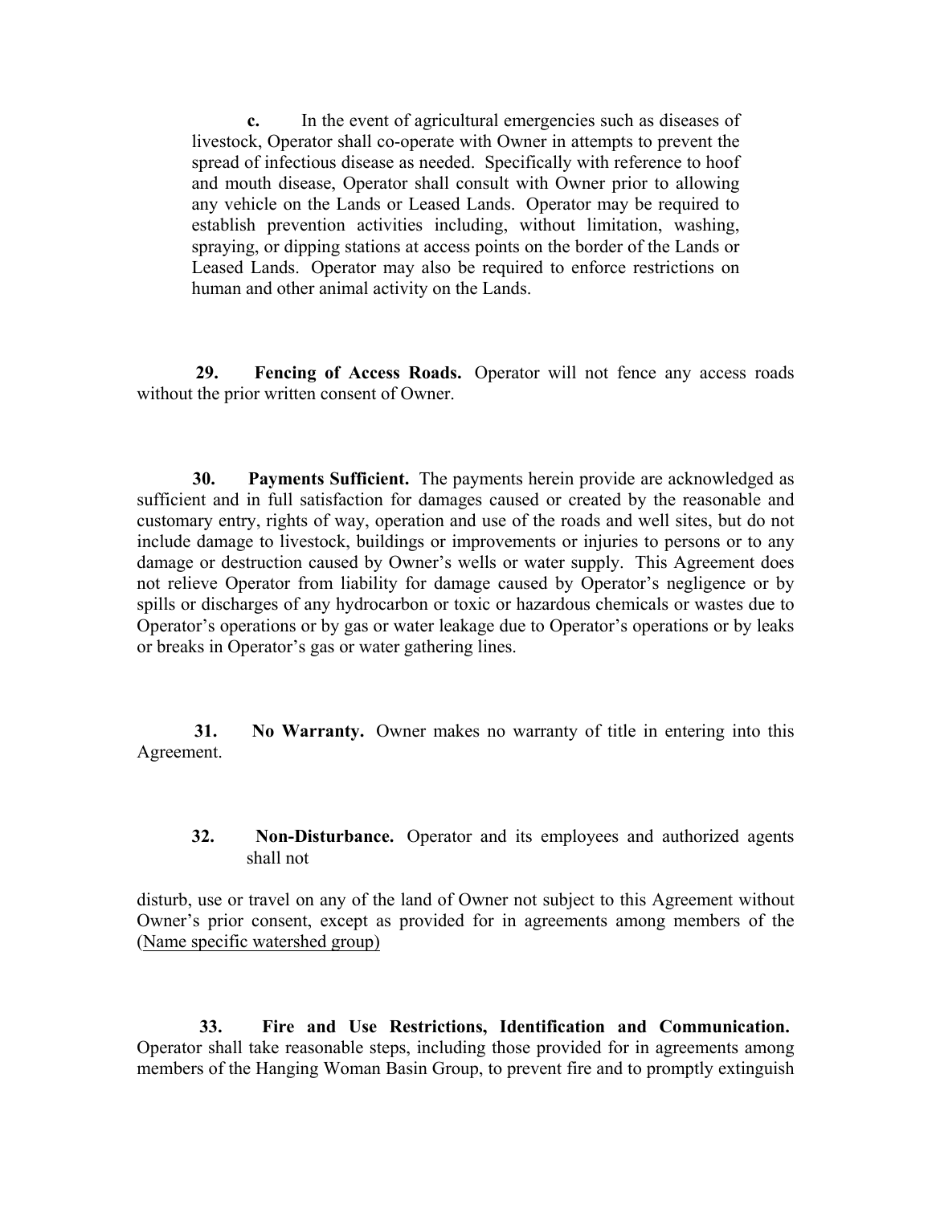**c.** In the event of agricultural emergencies such as diseases of livestock, Operator shall co-operate with Owner in attempts to prevent the spread of infectious disease as needed. Specifically with reference to hoof and mouth disease, Operator shall consult with Owner prior to allowing any vehicle on the Lands or Leased Lands. Operator may be required to establish prevention activities including, without limitation, washing, spraying, or dipping stations at access points on the border of the Lands or Leased Lands. Operator may also be required to enforce restrictions on human and other animal activity on the Lands.

**29. Fencing of Access Roads.** Operator will not fence any access roads without the prior written consent of Owner.

**30. Payments Sufficient.** The payments herein provide are acknowledged as sufficient and in full satisfaction for damages caused or created by the reasonable and customary entry, rights of way, operation and use of the roads and well sites, but do not include damage to livestock, buildings or improvements or injuries to persons or to any damage or destruction caused by Owner's wells or water supply. This Agreement does not relieve Operator from liability for damage caused by Operator's negligence or by spills or discharges of any hydrocarbon or toxic or hazardous chemicals or wastes due to Operator's operations or by gas or water leakage due to Operator's operations or by leaks or breaks in Operator's gas or water gathering lines.

**31. No Warranty.** Owner makes no warranty of title in entering into this Agreement.

**32. Non-Disturbance.** Operator and its employees and authorized agents shall not

disturb, use or travel on any of the land of Owner not subject to this Agreement without Owner's prior consent, except as provided for in agreements among members of the <u>(Name specific watershed group)</u>

**33. Fire and Use Restrictions, Identification and Communication.** Operator shall take reasonable steps, including those provided for in agreements among members of the Hanging Woman Basin Group, to prevent fire and to promptly extinguish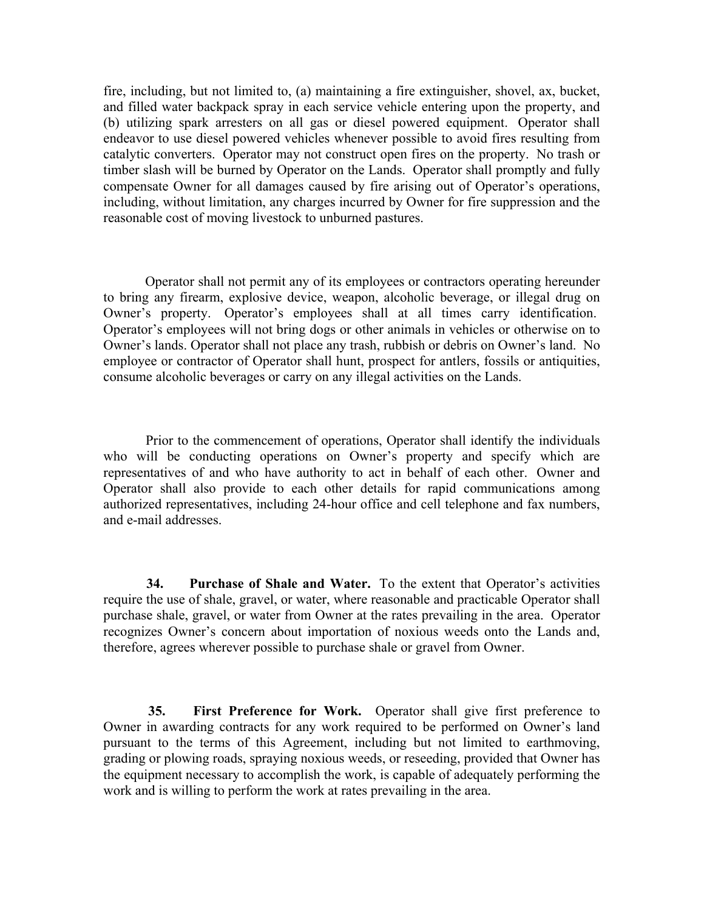fire, including, but not limited to, (a) maintaining a fire extinguisher, shovel, ax, bucket, and filled water backpack spray in each service vehicle entering upon the property, and (b) utilizing spark arresters on all gas or diesel powered equipment. Operator shall endeavor to use diesel powered vehicles whenever possible to avoid fires resulting from catalytic converters. Operator may not construct open fires on the property. No trash or timber slash will be burned by Operator on the Lands. Operator shall promptly and fully compensate Owner for all damages caused by fire arising out of Operator's operations, including, without limitation, any charges incurred by Owner for fire suppression and the reasonable cost of moving livestock to unburned pastures.

Operator shall not permit any of its employees or contractors operating hereunder to bring any firearm, explosive device, weapon, alcoholic beverage, or illegal drug on Owner's property. Operator's employees shall at all times carry identification. Operator's employees will not bring dogs or other animals in vehicles or otherwise on to Owner's lands. Operator shall not place any trash, rubbish or debris on Owner's land. No employee or contractor of Operator shall hunt, prospect for antlers, fossils or antiquities, consume alcoholic beverages or carry on any illegal activities on the Lands.

Prior to the commencement of operations, Operator shall identify the individuals who will be conducting operations on Owner's property and specify which are representatives of and who have authority to act in behalf of each other. Owner and Operator shall also provide to each other details for rapid communications among authorized representatives, including 24-hour office and cell telephone and fax numbers, and e-mail addresses.

**34. Purchase of Shale and Water.** To the extent that Operator's activities require the use of shale, gravel, or water, where reasonable and practicable Operator shall purchase shale, gravel, or water from Owner at the rates prevailing in the area. Operator recognizes Owner's concern about importation of noxious weeds onto the Lands and, therefore, agrees wherever possible to purchase shale or gravel from Owner.

**35. First Preference for Work.** Operator shall give first preference to Owner in awarding contracts for any work required to be performed on Owner's land pursuant to the terms of this Agreement, including but not limited to earthmoving, grading or plowing roads, spraying noxious weeds, or reseeding, provided that Owner has the equipment necessary to accomplish the work, is capable of adequately performing the work and is willing to perform the work at rates prevailing in the area.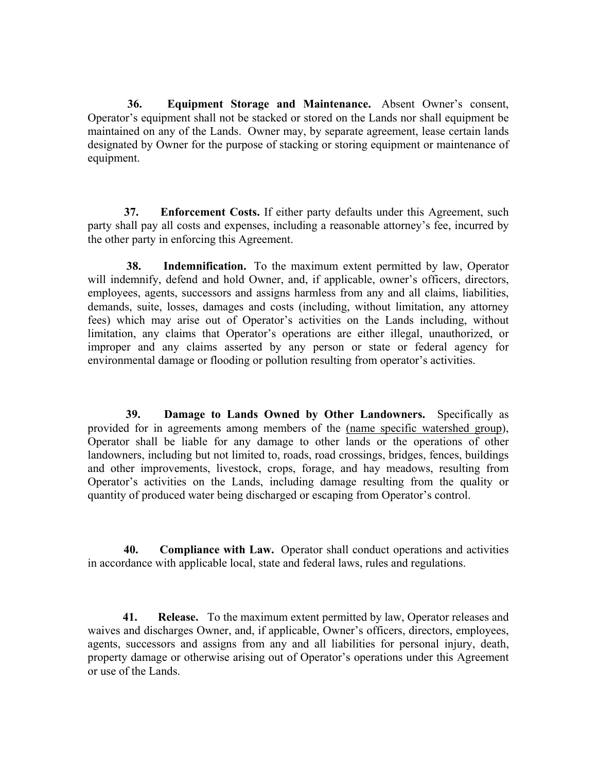**36. Equipment Storage and Maintenance.** Absent Owner's consent, Operator's equipment shall not be stacked or stored on the Lands nor shall equipment be maintained on any of the Lands. Owner may, by separate agreement, lease certain lands designated by Owner for the purpose of stacking or storing equipment or maintenance of equipment.

**37. Enforcement Costs.** If either party defaults under this Agreement, such party shall pay all costs and expenses, including a reasonable attorney's fee, incurred by the other party in enforcing this Agreement.

**38. Indemnification.** To the maximum extent permitted by law, Operator will indemnify, defend and hold Owner, and, if applicable, owner's officers, directors, employees, agents, successors and assigns harmless from any and all claims, liabilities, demands, suite, losses, damages and costs (including, without limitation, any attorney fees) which may arise out of Operator's activities on the Lands including, without limitation, any claims that Operator's operations are either illegal, unauthorized, or improper and any claims asserted by any person or state or federal agency for environmental damage or flooding or pollution resulting from operator's activities.

**39. Damage to Lands Owned by Other Landowners.** Specifically as provided for in agreements among members of the (name specific watershed group), Operator shall be liable for any damage to other lands or the operations of other landowners, including but not limited to, roads, road crossings, bridges, fences, buildings and other improvements, livestock, crops, forage, and hay meadows, resulting from Operator's activities on the Lands, including damage resulting from the quality or quantity of produced water being discharged or escaping from Operator's control.

**40. Compliance with Law.** Operator shall conduct operations and activities in accordance with applicable local, state and federal laws, rules and regulations.

**41. Release.** To the maximum extent permitted by law, Operator releases and waives and discharges Owner, and, if applicable, Owner's officers, directors, employees, agents, successors and assigns from any and all liabilities for personal injury, death, property damage or otherwise arising out of Operator's operations under this Agreement or use of the Lands.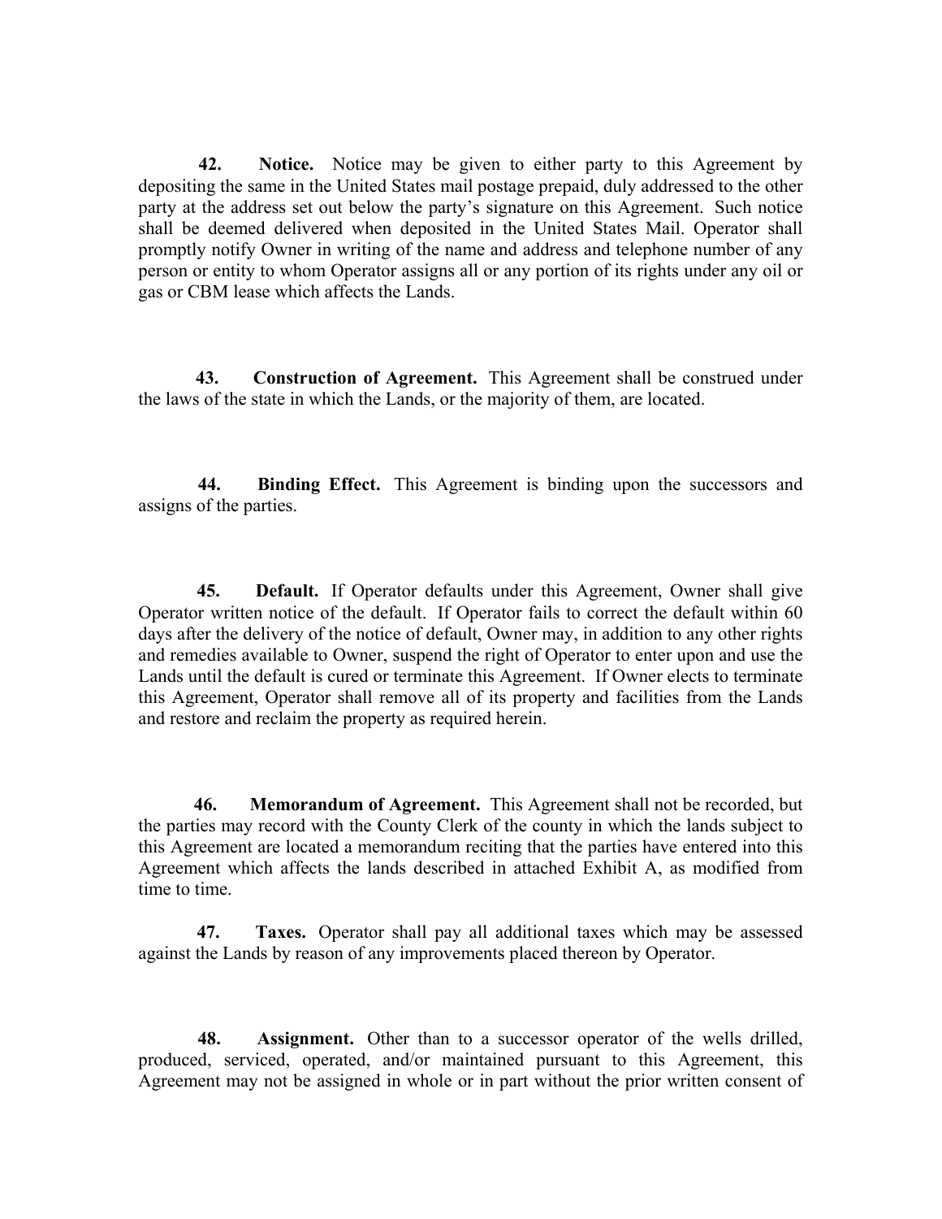**42. Notice.** Notice may be given to either party to this Agreement by depositing the same in the United States mail postage prepaid, duly addressed to the other party at the address set out below the party's signature on this Agreement. Such notice shall be deemed delivered when deposited in the United States Mail. Operator shall promptly notify Owner in writing of the name and address and telephone number of any person or entity to whom Operator assigns all or any portion of its rights under any oil or gas or CBM lease which affects the Lands.

**43. Construction of Agreement.** This Agreement shall be construed under the laws of the state in which the Lands, or the majority of them, are located.

**44. Binding Effect.** This Agreement is binding upon the successors and assigns of the parties.

**45. Default.** If Operator defaults under this Agreement, Owner shall give Operator written notice of the default. If Operator fails to correct the default within 60 days after the delivery of the notice of default, Owner may, in addition to any other rights and remedies available to Owner, suspend the right of Operator to enter upon and use the Lands until the default is cured or terminate this Agreement. If Owner elects to terminate this Agreement, Operator shall remove all of its property and facilities from the Lands and restore and reclaim the property as required herein.

**46. Memorandum of Agreement.** This Agreement shall not be recorded, but the parties may record with the County Clerk of the county in which the lands subject to this Agreement are located a memorandum reciting that the parties have entered into this Agreement which affects the lands described in attached Exhibit A, as modified from time to time.

**47. Taxes.** Operator shall pay all additional taxes which may be assessed against the Lands by reason of any improvements placed thereon by Operator.

**48. Assignment.** Other than to a successor operator of the wells drilled, produced, serviced, operated, and/or maintained pursuant to this Agreement, this Agreement may not be assigned in whole or in part without the prior written consent of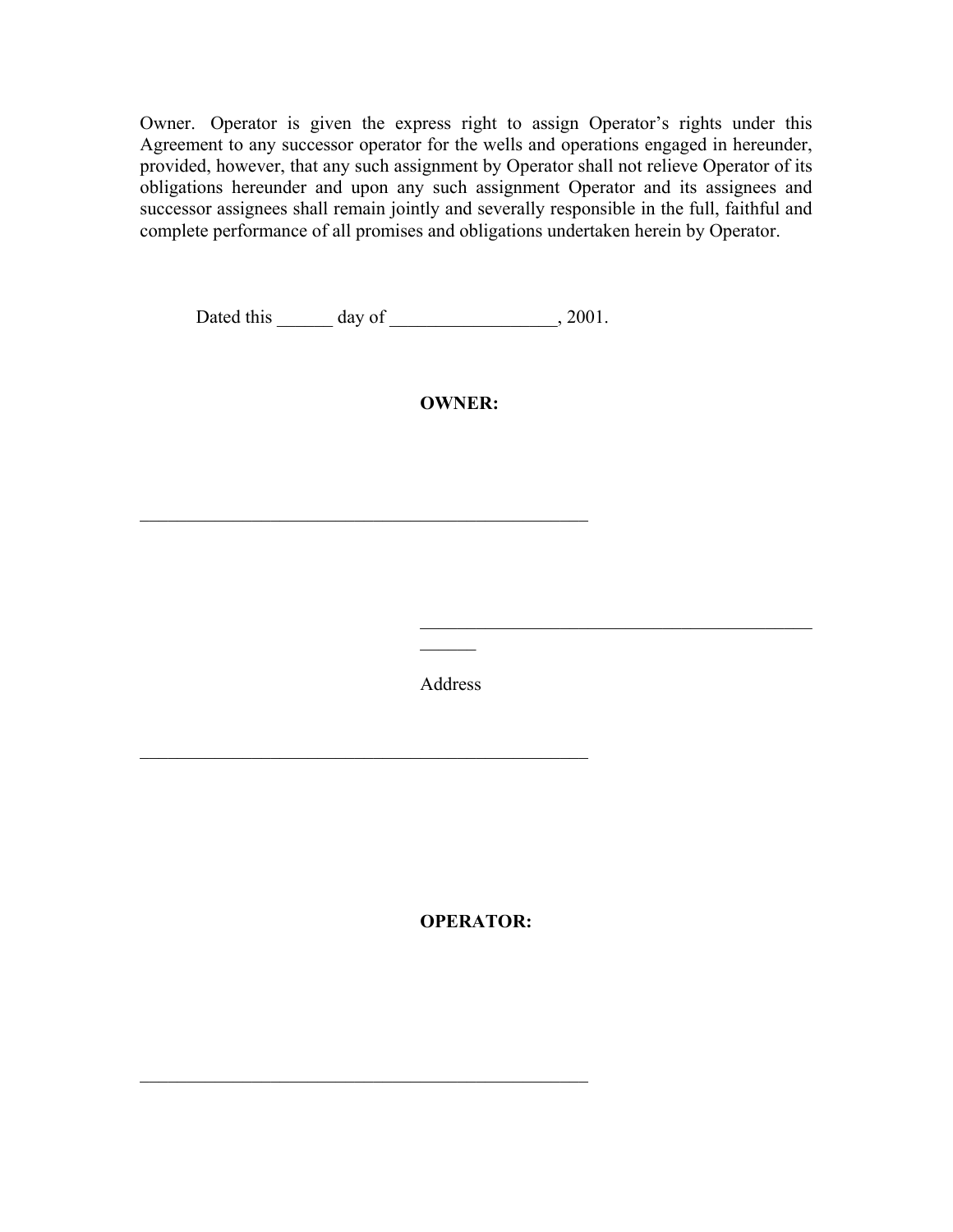Owner. Operator is given the express right to assign Operator's rights under this Agreement to any successor operator for the wells and operations engaged in hereunder, provided, however, that any such assignment by Operator shall not relieve Operator of its obligations hereunder and upon any such assignment Operator and its assignees and successor assignees shall remain jointly and severally responsible in the full, faithful and complete performance of all promises and obligations undertaken herein by Operator.

Dated this ______ day of __________________, 2001.

**OWNER:**

__________________________________________________

_____________________________________________
______

Address

__________________________________________________

**OPERATOR:**

__________________________________________________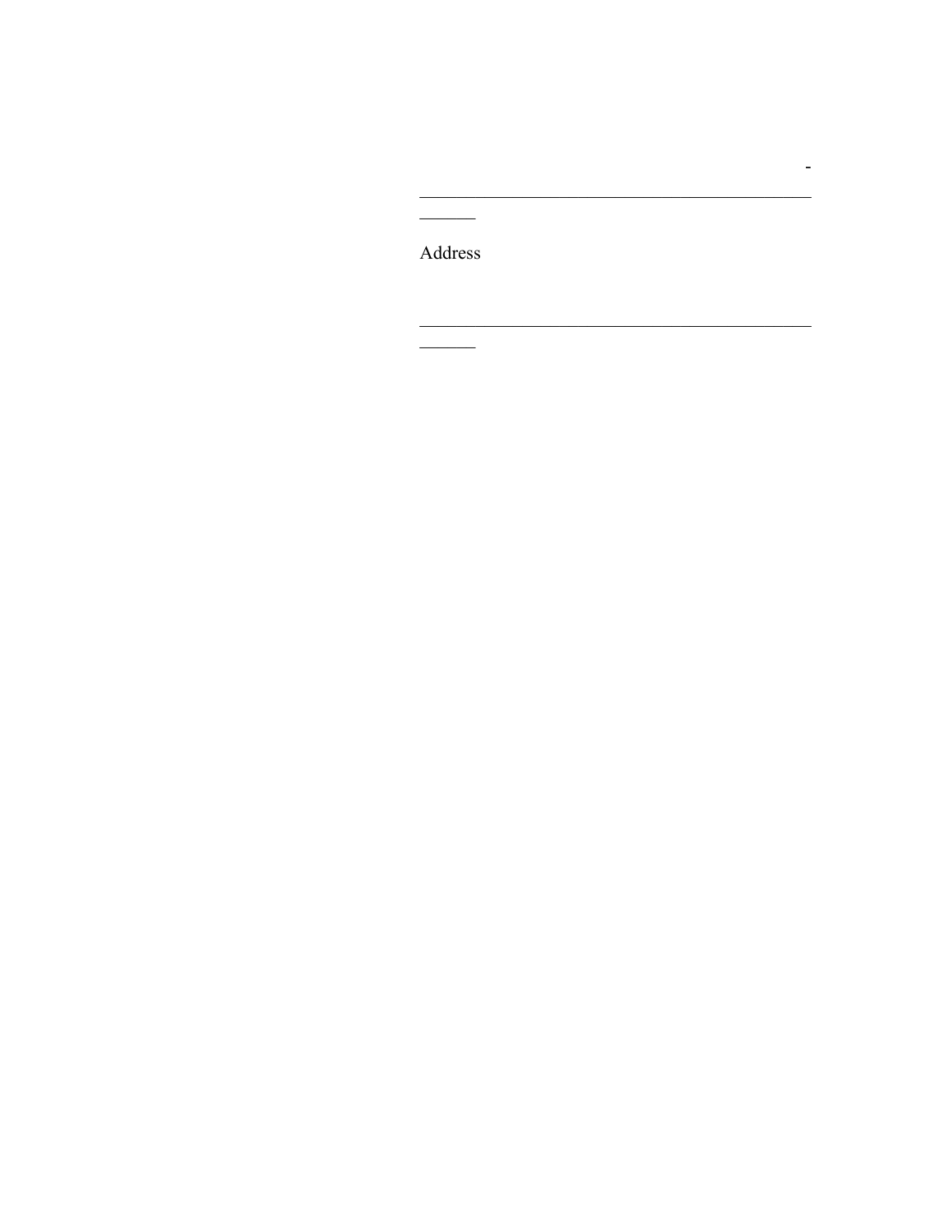-

______________________________________________

_______

Address

______________________________________________

_______